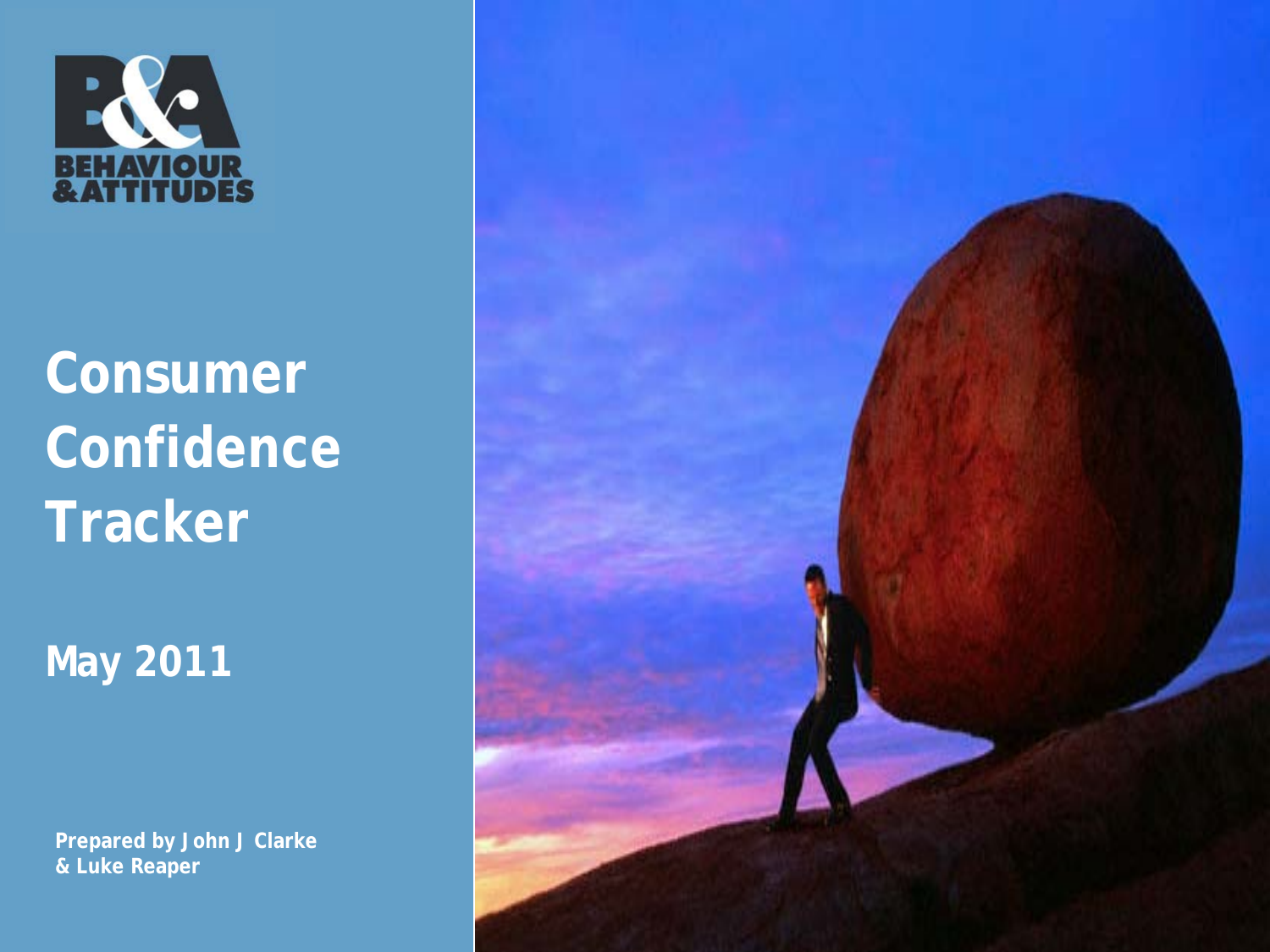BEHAVIOUR & ATTITUDES

# Consumer Confidence Tracker

**May 2011**

**Prepared by John J Clarke & Luke Reaper**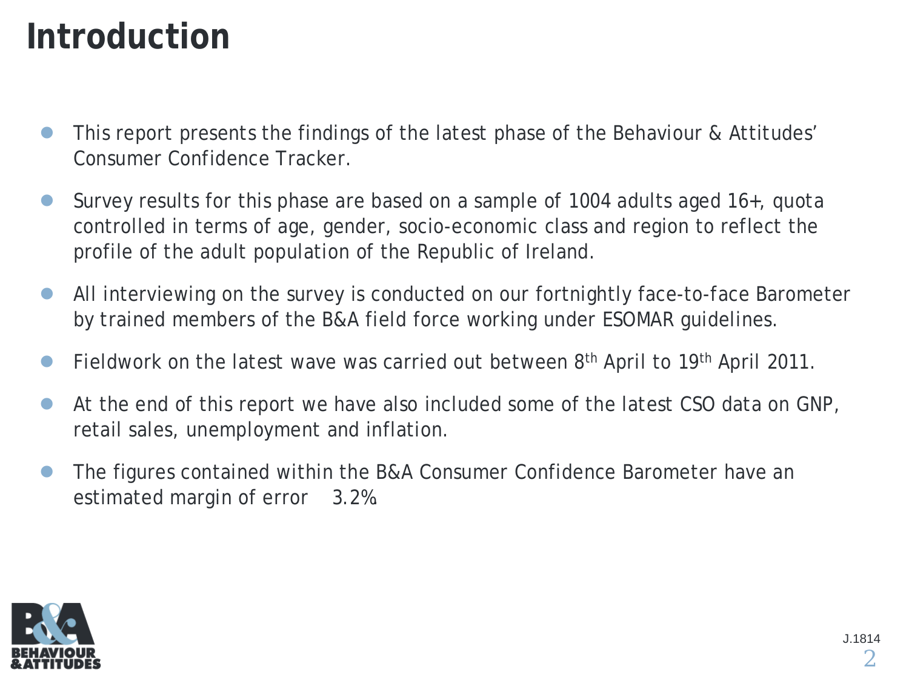# Introduction

- This report presents the findings of the latest phase of the Behaviour & Attitudes' Consumer Confidence Tracker.
- Survey results for this phase are based on a sample of 1004 adults aged 16+, quota controlled in terms of age, gender, socio-economic class and region to reflect the profile of the adult population of the Republic of Ireland.
- All interviewing on the survey is conducted on our fortnightly face-to-face Barometer by trained members of the B&A field force working under ESOMAR guidelines.
- Fieldwork on the latest wave was carried out between 8th April to 19th April 2011.
- At the end of this report we have also included some of the latest CSO data on GNP, retail sales, unemployment and inflation.
- The figures contained within the B&A Consumer Confidence Barometer have an estimated margin of error 3.2%.

J.1814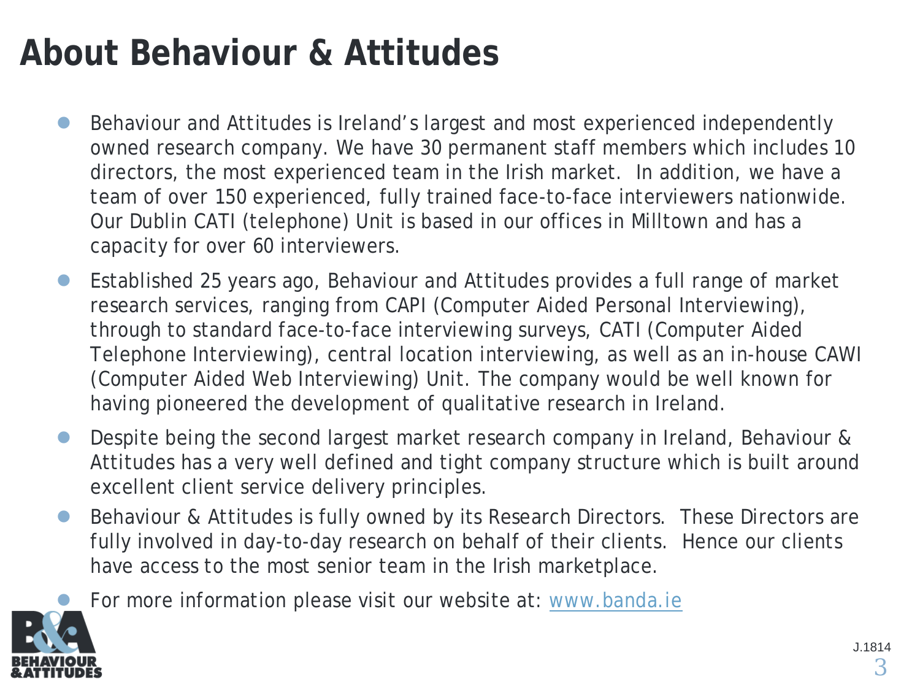# About Behaviour & Attitudes

- Behaviour and Attitudes is Ireland's largest and most experienced independently owned research company. We have 30 permanent staff members which includes 10 directors, the most experienced team in the Irish market. In addition, we have a team of over 150 experienced, fully trained face-to-face interviewers nationwide. Our Dublin CATI (telephone) Unit is based in our offices in Milltown and has a capacity for over 60 interviewers.
- Established 25 years ago, Behaviour and Attitudes provides a full range of market research services, ranging from CAPI (Computer Aided Personal Interviewing), through to standard face-to-face interviewing surveys, CATI (Computer Aided Telephone Interviewing), central location interviewing, as well as an in-house CAWI (Computer Aided Web Interviewing) Unit. The company would be well known for having pioneered the development of qualitative research in Ireland.
- Despite being the second largest market research company in Ireland, Behaviour & Attitudes has a very well defined and tight company structure which is built around excellent client service delivery principles.
- Behaviour & Attitudes is fully owned by its Research Directors. These Directors are fully involved in day-to-day research on behalf of their clients. Hence our clients have access to the most senior team in the Irish marketplace.
- For more information please visit our website at: [www.banda.ie](http://www.banda.ie)

J.1814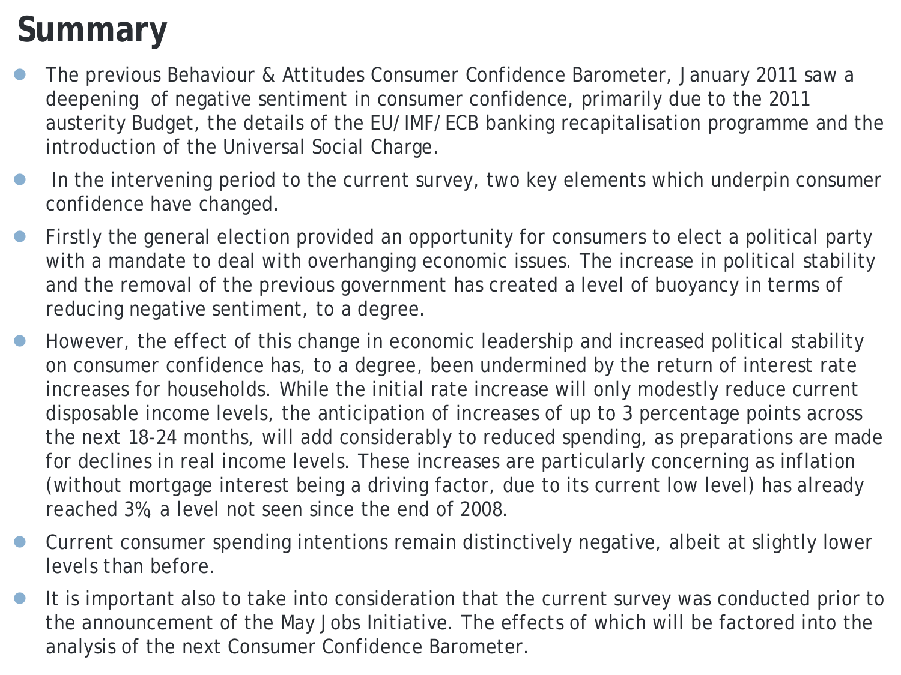# Summary

- The previous Behaviour & Attitudes Consumer Confidence Barometer, January 2011 saw a deepening of negative sentiment in consumer confidence, primarily due to the 2011 austerity Budget, the details of the EU/IMF/ECB banking recapitalisation programme and the introduction of the Universal Social Charge.
- In the intervening period to the current survey, two key elements which underpin consumer confidence have changed.
- Firstly the general election provided an opportunity for consumers to elect a political party with a mandate to deal with overhanging economic issues. The increase in political stability and the removal of the previous government has created a level of buoyancy in terms of reducing negative sentiment, to a degree.
- However, the effect of this change in economic leadership and increased political stability on consumer confidence has, to a degree, been undermined by the return of interest rate increases for households. While the initial rate increase will only modestly reduce current disposable income levels, the anticipation of increases of up to 3 percentage points across the next 18-24 months, will add considerably to reduced spending, as preparations are made for declines in real income levels. These increases are particularly concerning as inflation (without mortgage interest being a driving factor, due to its current low level) has already reached 3%, a level not seen since the end of 2008.
- Current consumer spending intentions remain distinctively negative, albeit at slightly lower levels than before.
- It is important also to take into consideration that the current survey was conducted prior to the announcement of the May Jobs Initiative. The effects of which will be factored into the analysis of the next Consumer Confidence Barometer.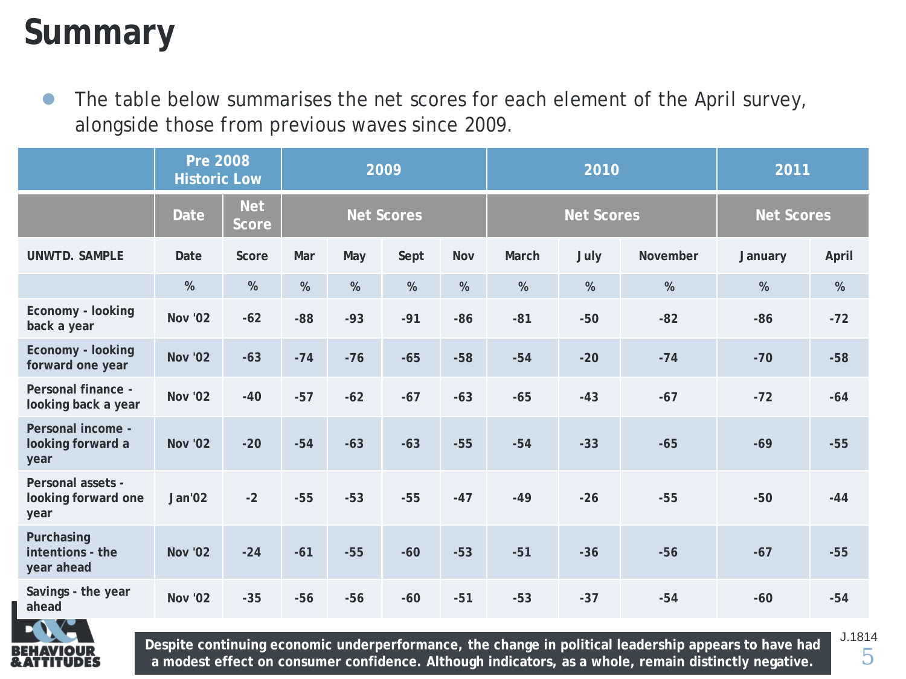# Summary

- The table below summarises the net scores for each element of the April survey, alongside those from previous waves since 2009.

| | Pre 2008 Historic Low | | 2009 | | | | 2010 | | | 2011 | |
|---|---|---|---|---|---|---|---|---|---|---|---|
| | Date | Net Score | Net Scores | | | | Net Scores | | | Net Scores | |
| UNWTD. SAMPLE | Date | Score | Mar | May | Sept | Nov | March | July | November | January | April |
| | % | % | % | % | % | % | % | % | % | % | % |
| Economy - looking back a year | Nov '02 | -62 | -88 | -93 | -91 | -86 | -81 | -50 | -82 | -86 | -72 |
| Economy - looking forward one year | Nov '02 | -63 | -74 | -76 | -65 | -58 | -54 | -20 | -74 | -70 | -58 |
| Personal finance - looking back a year | Nov '02 | -40 | -57 | -62 | -67 | -63 | -65 | -43 | -67 | -72 | -64 |
| Personal income - looking forward a year | Nov '02 | -20 | -54 | -63 | -63 | -55 | -54 | -33 | -65 | -69 | -55 |
| Personal assets - looking forward one year | Jan'02 | -2 | -55 | -53 | -55 | -47 | -49 | -26 | -55 | -50 | -44 |
| Purchasing intentions - the year ahead | Nov '02 | -24 | -61 | -55 | -60 | -53 | -51 | -36 | -56 | -67 | -55 |
| Savings - the year ahead | Nov '02 | -35 | -56 | -56 | -60 | -51 | -53 | -37 | -54 | -60 | -54 |

**Despite continuing economic underperformance, the change in political leadership appears to have had a modest effect on consumer confidence. Although indicators, as a whole, remain distinctly negative.**

J.1814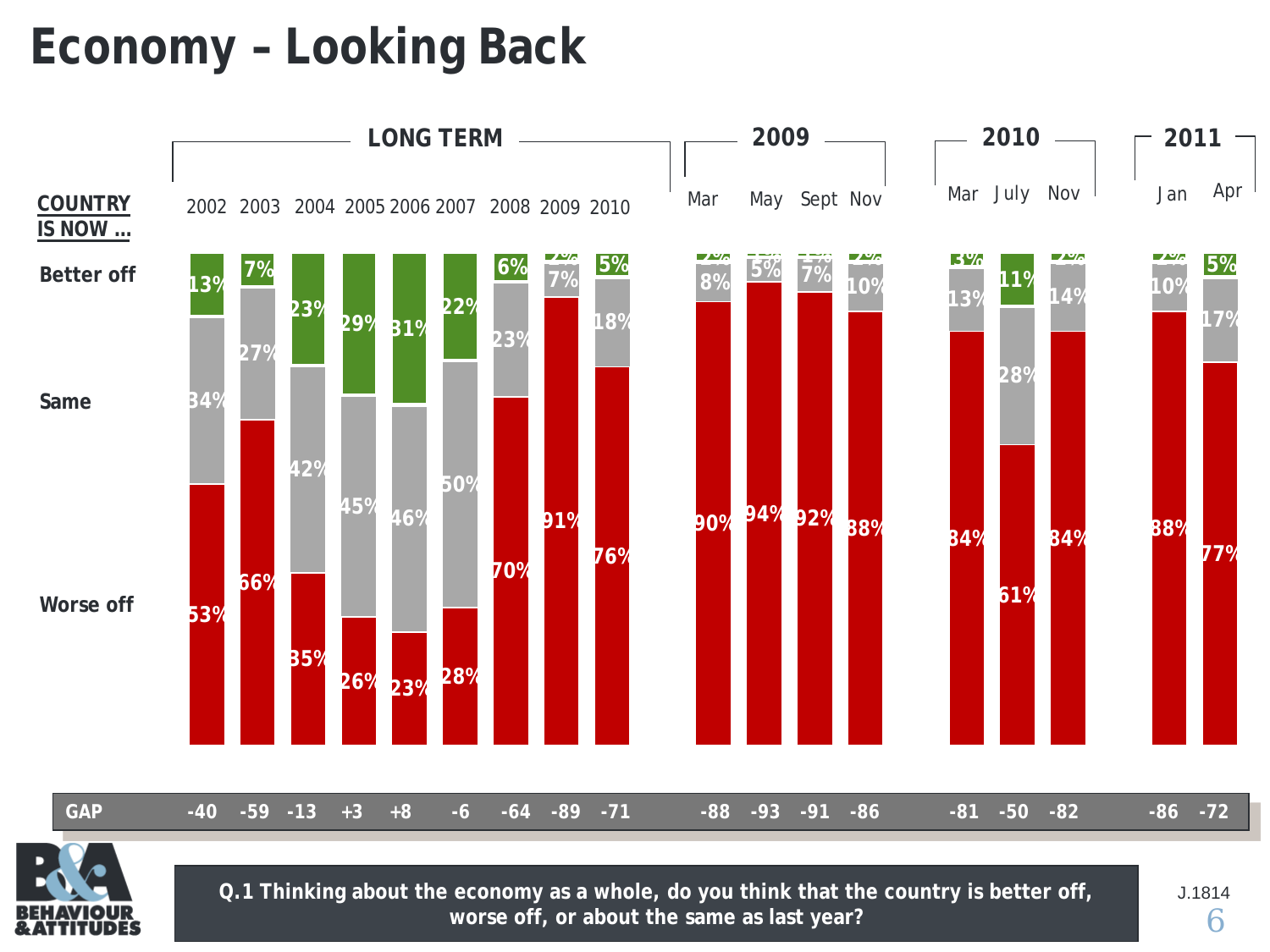# Economy – Looking Back

**COUNTRY IS NOW ...**

| | LONG TERM | | | | | | | | | 2009 | | | | 2010 | | | 2011 | |
|---|---|---|---|---|---|---|---|---|---|---|---|---|---|---|---|---|---|---|
| | 2002 | 2003 | 2004 | 2005 | 2006 | 2007 | 2008 | 2009 | 2010 | Mar | May | Sept | Nov | Mar | July | Nov | Jan | Apr |
| Better off | 13% | 7% | 23% | 29% | 31% | 22% | 6% | | 5% | | | | | 3% | 11% | | | 5% |
| Same | 34% | 27% | 42% | 45% | 46% | 50% | 23% | 7% | 18% | 8% | 5% | 7% | 10% | 13% | 28% | 14% | 10% | 17% |
| Worse off | 53% | 66% | 35% | 26% | 23% | 28% | 70% | 91% | 76% | 90% | 94% | 92% | 88% | 84% | 61% | 84% | 88% | 77% |
| GAP | -40 | -59 | -13 | +3 | +8 | -6 | -64 | -89 | -71 | -88 | -93 | -91 | -86 | -81 | -50 | -82 | -86 | -72 |

**Q.1 Thinking about the economy as a whole, do you think that the country is better off, worse off, or about the same as last year?**

J.1814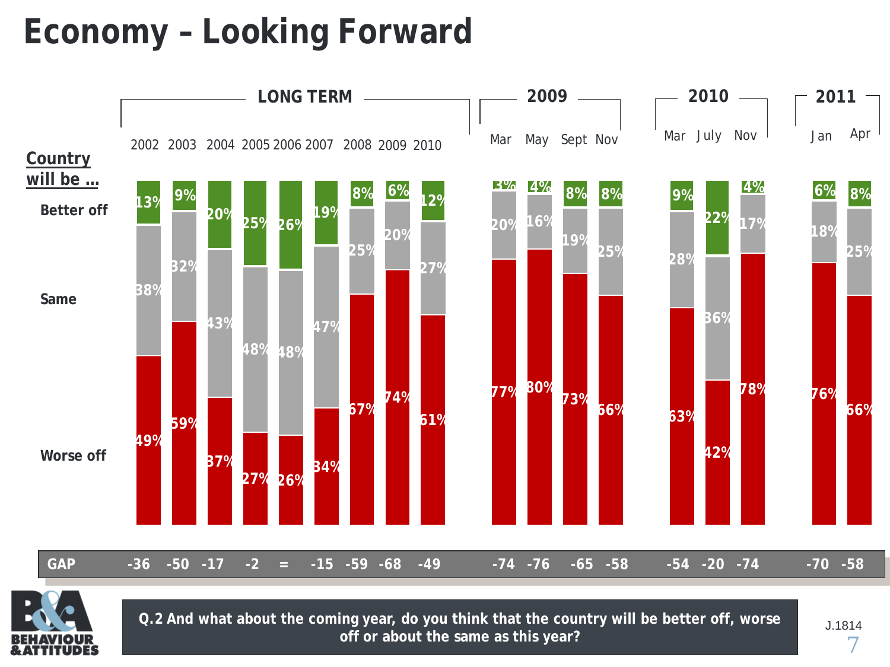# Economy – Looking Forward

**Country will be …**

| | LONG TERM | | | | | | | | | 2009 | | | | 2010 | | | 2011 | |
|---|---|---|---|---|---|---|---|---|---|---|---|---|---|---|---|---|---|---|
| | 2002 | 2003 | 2004 | 2005 | 2006 | 2007 | 2008 | 2009 | 2010 | Mar | May | Sept | Nov | Mar | July | Nov | Jan | Apr |
| Better off | 13% | 9% | 20% | 25% | 26% | 19% | 8% | 6% | 12% | 3% | 4% | 8% | 8% | 9% | 22% | 4% | 6% | 8% |
| Same | 38% | 32% | 43% | 48% | 48% | 47% | 25% | 20% | 27% | 20% | 16% | 19% | 25% | 28% | 36% | 17% | 18% | 25% |
| Worse off | 49% | 59% | 37% | 27% | 26% | 34% | 67% | 74% | 61% | 77% | 80% | 73% | 66% | 63% | 42% | 78% | 76% | 66% |
| GAP | -36 | -50 | -17 | -2 | = | -15 | -59 | -68 | -49 | -74 | -76 | -65 | -58 | -54 | -20 | -74 | -70 | -58 |

**Q.2 And what about the coming year, do you think that the country will be better off, worse off or about the same as this year?**

J.1814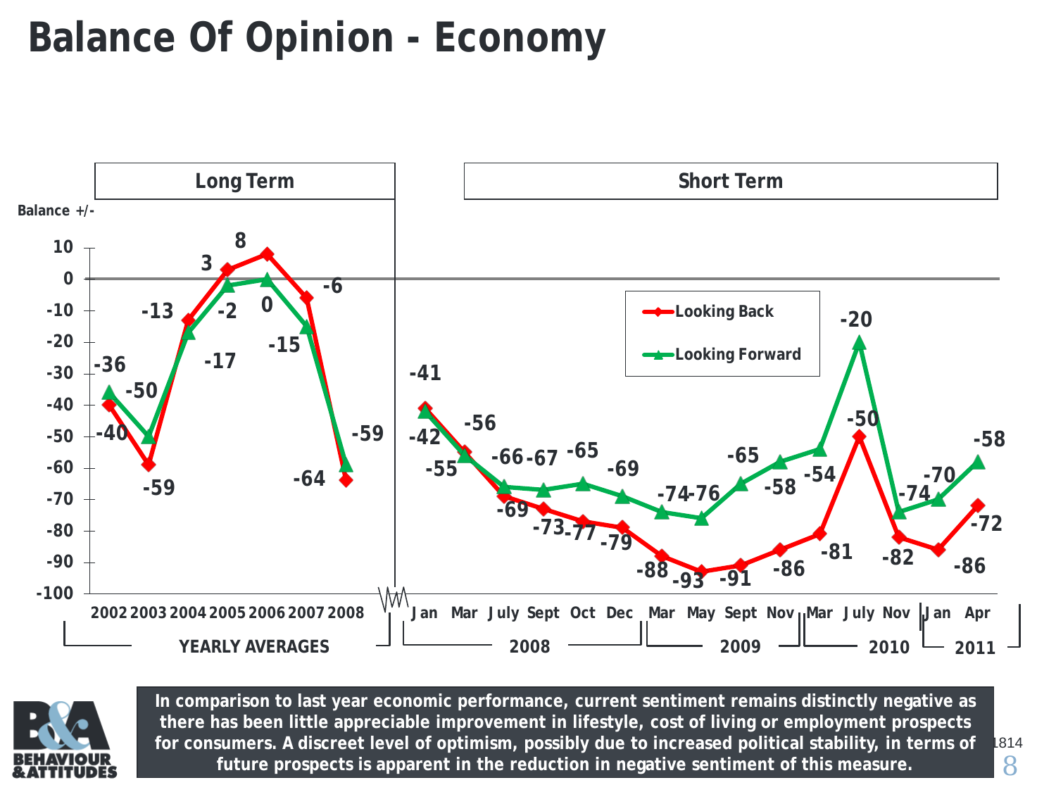# Balance Of Opinion - Economy

**Balance +/-**

**Long Term — Yearly Averages**

| Year | Looking Back | Looking Forward |
|---|---|---|
| 2002 | -40 | -36 |
| 2003 | -59 | -50 |
| 2004 | -13 | -17 |
| 2005 | 3 | -2 |
| 2006 | 8 | 0 |
| 2007 | -6 | -15 |
| 2008 | -64 | -59 |

**Short Term**

| Year | Month | Looking Back | Looking Forward |
|---|---|---|---|
| 2008 | Jan | -41 | -42 |
| 2008 | Mar | -55 | -56 |
| 2008 | July | -69 | -66 |
| 2008 | Sept | -73 | -67 |
| 2008 | Oct | -77 | -65 |
| 2008 | Dec | -79 | -69 |
| 2009 | Mar | -88 | -74 |
| 2009 | May | -93 | -76 |
| 2009 | Sept | -91 | -65 |
| 2009 | Nov | -86 | -58 |
| 2010 | Mar | -81 | -54 |
| 2010 | July | -50 | -20 |
| 2010 | Nov | -82 | -74 |
| 2011 | Jan | -86 | -70 |
| 2011 | Apr | -72 | -58 |

**In comparison to last year economic performance, current sentiment remains distinctly negative as there has been little appreciable improvement in lifestyle, cost of living or employment prospects for consumers. A discreet level of optimism, possibly due to increased political stability, in terms of future prospects is apparent in the reduction in negative sentiment of this measure.**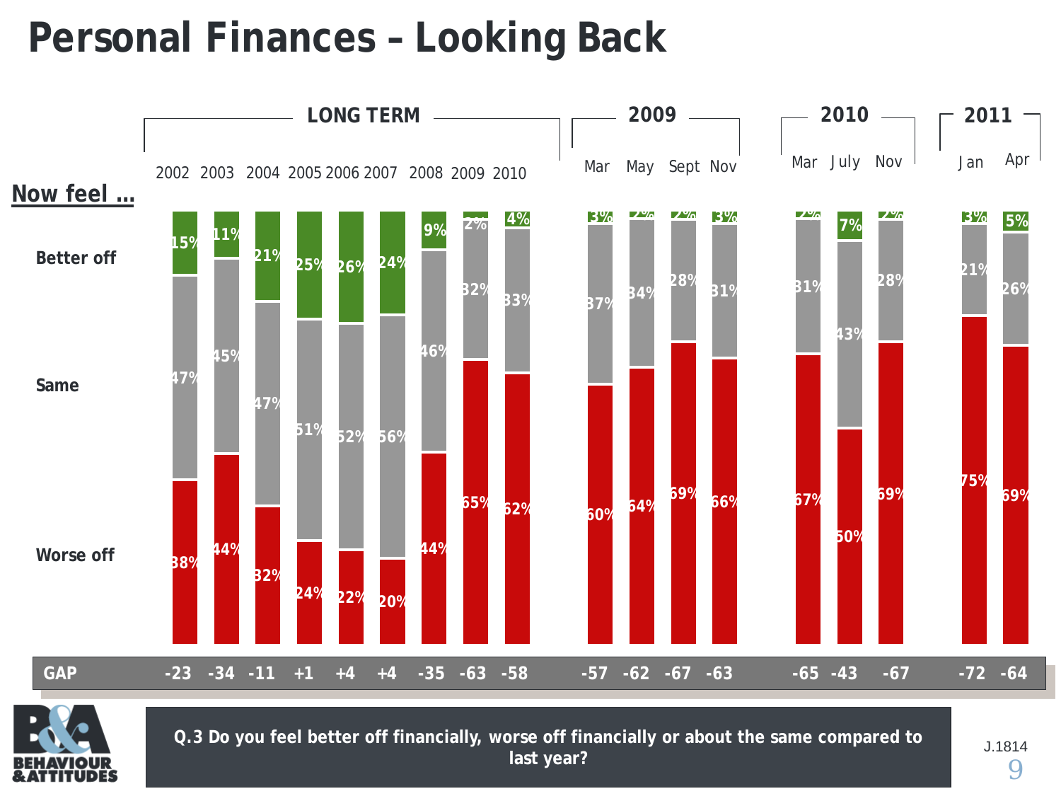# Personal Finances – Looking Back

| Now feel ... | 2002 | 2003 | 2004 | 2005 | 2006 | 2007 | 2008 | 2009 | 2010 | Mar 2009 | May 2009 | Sept 2009 | Nov 2009 | Mar 2010 | July 2010 | Nov 2010 | Jan 2011 | Apr 2011 |
|---|---|---|---|---|---|---|---|---|---|---|---|---|---|---|---|---|---|---|
| Better off | 15% | 11% | 21% | 25% | 26% | 24% | 9% | 2% | 4% | 3% | 2% | 2% | 3% | 2% | 7% | 2% | 3% | 5% |
| Same | 47% | 45% | 47% | 51% | 52% | 56% | 46% | 32% | 33% | 37% | 34% | 28% | 31% | 31% | 43% | 28% | 21% | 26% |
| Worse off | 38% | 44% | 32% | 24% | 22% | 20% | 44% | 65% | 62% | 60% | 64% | 69% | 66% | 67% | 50% | 69% | 75% | 69% |
| GAP | -23 | -34 | -11 | +1 | +4 | +4 | -35 | -63 | -58 | -57 | -62 | -67 | -63 | -65 | -43 | -67 | -72 | -64 |

LONG TERM: 2002–2010

**Q.3 Do you feel better off financially, worse off financially or about the same compared to last year?**

J.1814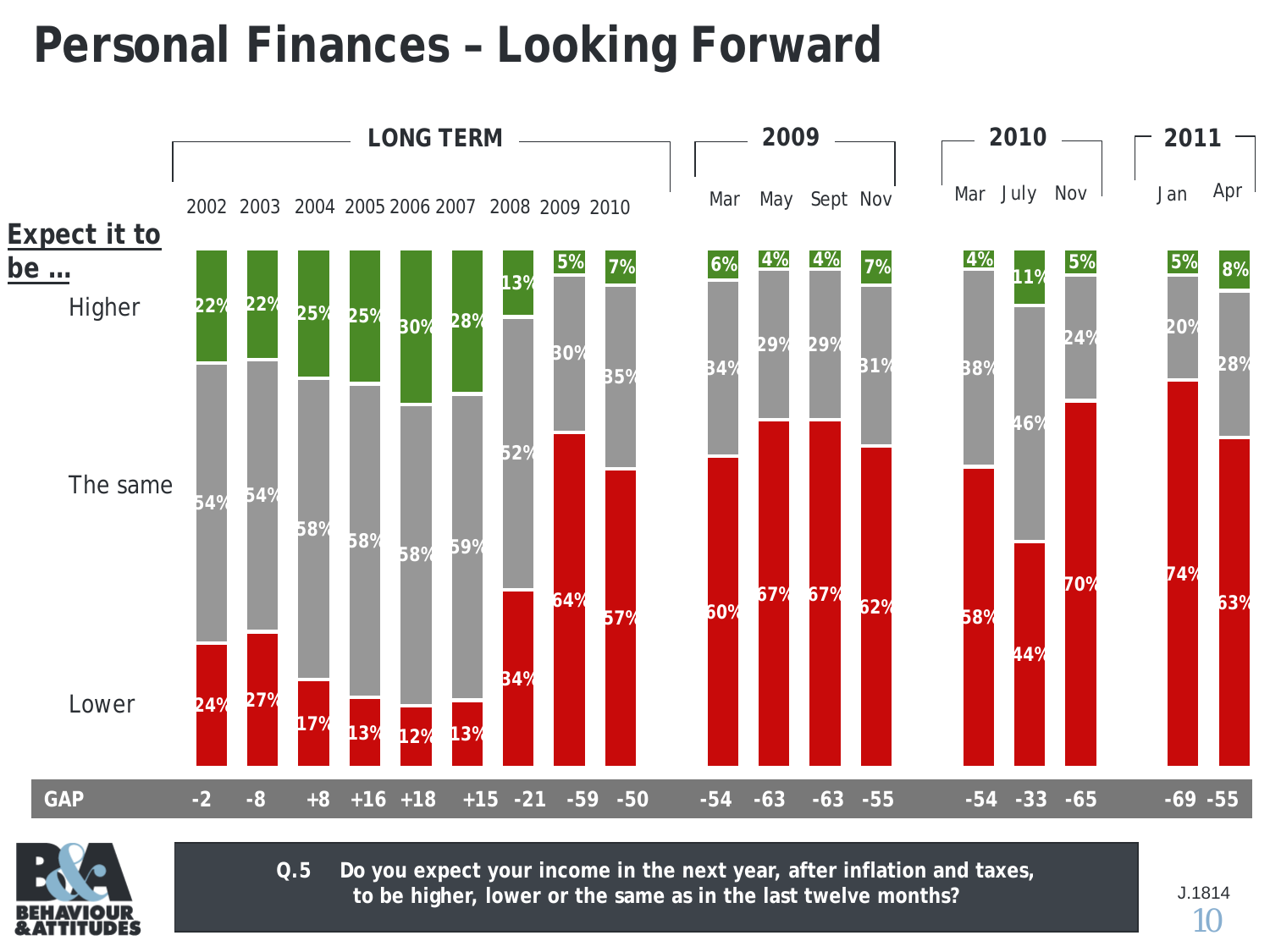# Personal Finances – Looking Forward

**Expect it to be …**

| Period | Higher | The same | Lower | GAP |
|---|---|---|---|---|
| **LONG TERM** | | | | |
| 2002 | 22% | 54% | 24% | -2 |
| 2003 | 22% | 54% | 27% | -8 |
| 2004 | 25% | 58% | 17% | +8 |
| 2005 | 25% | 58% | 13% | +16 |
| 2006 | 30% | 58% | 12% | +18 |
| 2007 | 28% | 59% | 13% | +15 |
| 2008 | 13% | 52% | 34% | -21 |
| 2009 | 5% | 30% | 64% | -59 |
| 2010 | 7% | 35% | 57% | -50 |
| **2009** | | | | |
| Mar | 6% | 34% | 60% | -54 |
| May | 4% | 29% | 67% | -63 |
| Sept | 4% | 29% | 67% | -63 |
| Nov | 7% | 31% | 62% | -55 |
| **2010** | | | | |
| Mar | 4% | 38% | 58% | -54 |
| July | 11% | 46% | 44% | -33 |
| Nov | 5% | 24% | 70% | -65 |
| **2011** | | | | |
| Jan | 5% | 20% | 74% | -69 |
| Apr | 8% | 28% | 63% | -55 |

**Q.5 Do you expect your income in the next year, after inflation and taxes, to be higher, lower or the same as in the last twelve months?**

BEHAVIOUR & ATTITUDES

J.1814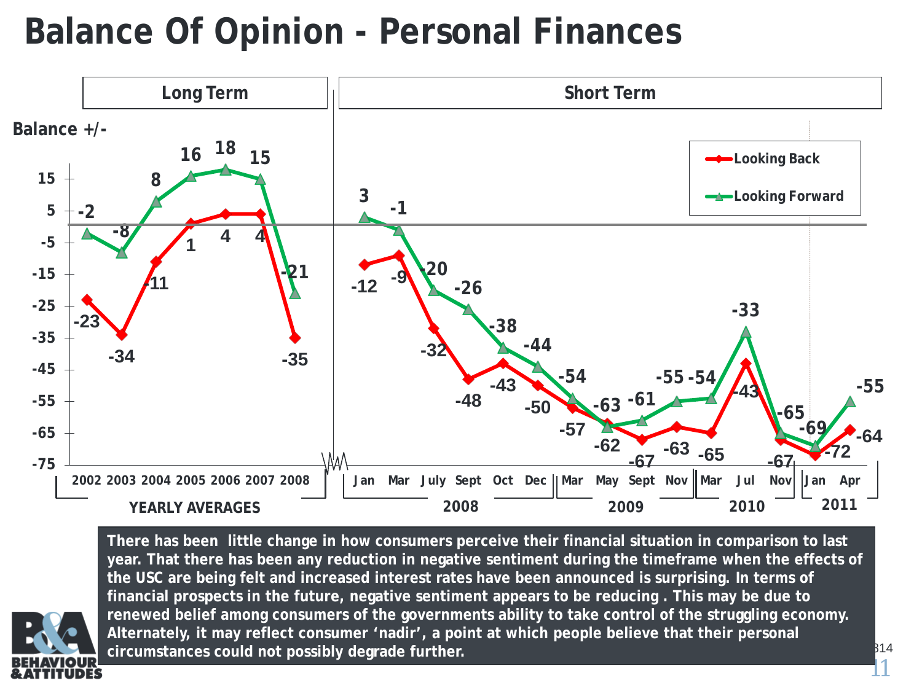# Balance Of Opinion - Personal Finances

**Long Term** | **Short Term**

Balance +/-

| | Looking Back | Looking Forward |
|---|---|---|
| **YEARLY AVERAGES** | | |
| 2002 | -23 | -2 |
| 2003 | -34 | -8 |
| 2004 | -11 | 8 |
| 2005 | 1 | 16 |
| 2006 | 4 | 18 |
| 2007 | 4 | 15 |
| 2008 | -35 | -21 |
| **2008** | | |
| Jan | -12 | 3 |
| Mar | -9 | -1 |
| July | -32 | -20 |
| Sept | -48 | -26 |
| Oct | -43 | -38 |
| Dec | -50 | -44 |
| **2009** | | |
| Mar | -57 | -54 |
| May | -62 | -63 |
| Sept | -67 | -61 |
| Nov | -63 | -55 |
| **2010** | | |
| Mar | -65 | -54 |
| Jul | -43 | -33 |
| Nov | -67 | -65 |
| **2011** | | |
| Jan | -72 | -69 |
| Apr | -64 | -55 |

**There has been little change in how consumers perceive their financial situation in comparison to last year. That there has been any reduction in negative sentiment during the timeframe when the effects of the USC are being felt and increased interest rates have been announced is surprising. In terms of financial prospects in the future, negative sentiment appears to be reducing . This may be due to renewed belief among consumers of the governments ability to take control of the struggling economy. Alternately, it may reflect consumer 'nadir', a point at which people believe that their personal circumstances could not possibly degrade further.**

314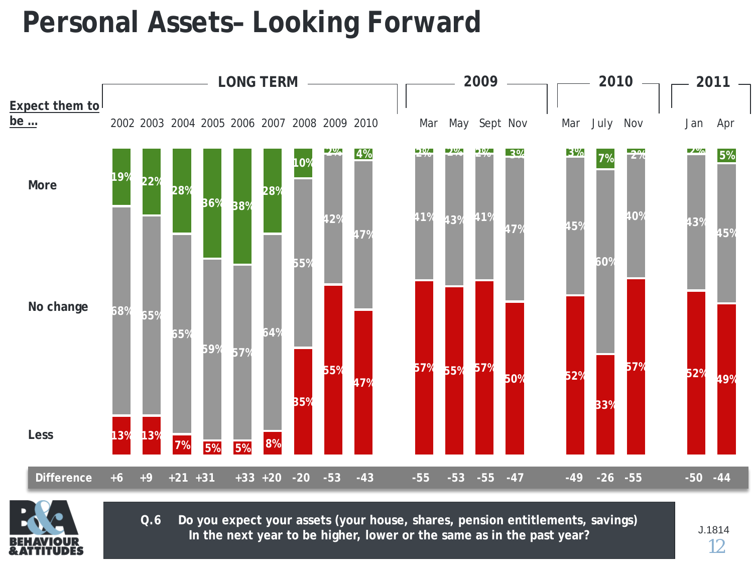# Personal Assets– Looking Forward

Expect them to be …

| | LONG TERM | | | | | | | | | 2009 | | | | 2010 | | | 2011 | |
|---|---|---|---|---|---|---|---|---|---|---|---|---|---|---|---|---|---|---|
| | 2002 | 2003 | 2004 | 2005 | 2006 | 2007 | 2008 | 2009 | 2010 | Mar | May | Sept | Nov | Mar | July | Nov | Jan | Apr |
| More | 19% | 22% | 28% | 36% | 38% | 28% | 10% | 2% | 4% | 2% | 2% | 2% | 3% | 3% | 7% | 2% | 2% | 5% |
| No change | 68% | 65% | 65% | 59% | 57% | 64% | 55% | 42% | 47% | 41% | 43% | 41% | 47% | 45% | 60% | 40% | 43% | 45% |
| Less | 13% | 13% | 7% | 5% | 5% | 8% | 35% | 55% | 47% | 57% | 55% | 57% | 50% | 52% | 33% | 57% | 52% | 49% |
| Difference | +6 | +9 | +21 | +31 | +33 | +20 | -20 | -53 | -43 | -55 | -53 | -55 | -47 | -49 | -26 | -55 | -50 | -44 |

Q.6 Do you expect your assets (your house, shares, pension entitlements, savings) In the next year to be higher, lower or the same as in the past year?

J.1814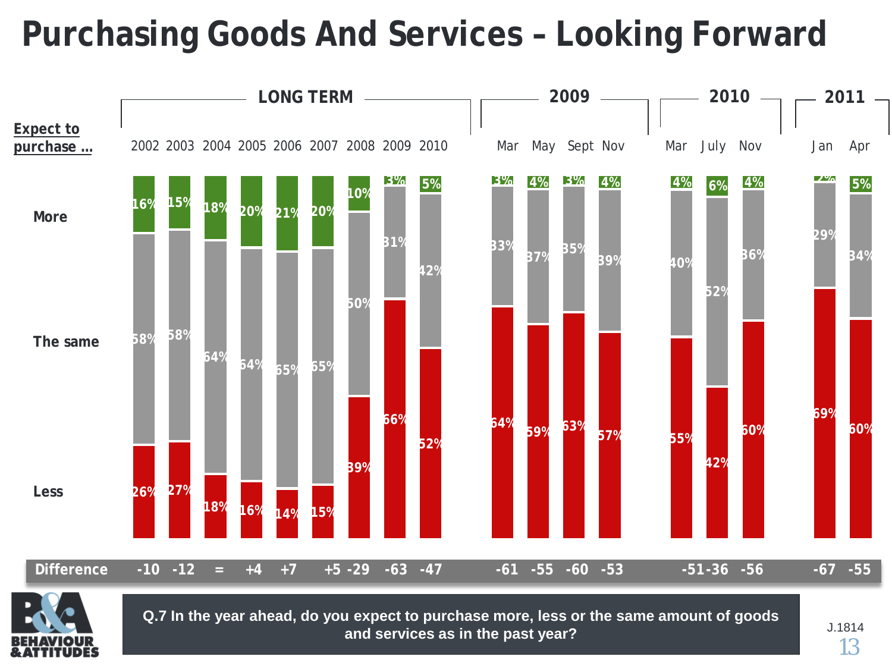# Purchasing Goods And Services – Looking Forward

| Expect to purchase ... | 2002 | 2003 | 2004 | 2005 | 2006 | 2007 | 2008 | 2009 | 2010 | Mar 2009 | May 2009 | Sept 2009 | Nov 2009 | Mar 2010 | July 2010 | Nov 2010 | Jan 2011 | Apr 2011 |
|---|---|---|---|---|---|---|---|---|---|---|---|---|---|---|---|---|---|---|
| More | 16% | 15% | 18% | 20% | 21% | 20% | 10% | 3% | 5% | 3% | 4% | 3% | 4% | 4% | 6% | 4% | 2% | 5% |
| The same | 58% | 58% | 64% | 64% | 65% | 65% | 50% | 31% | 42% | 33% | 37% | 35% | 39% | 40% | 52% | 36% | 29% | 34% |
| Less | 26% | 27% | 18% | 16% | 14% | 15% | 39% | 66% | 52% | 64% | 59% | 63% | 57% | 55% | 42% | 60% | 69% | 60% |
| Difference | -10 | -12 | = | +4 | +7 | +5 | -29 | -63 | -47 | -61 | -55 | -60 | -53 | -51 | -36 | -56 | -67 | -55 |

**Q.7 In the year ahead, do you expect to purchase more, less or the same amount of goods and services as in the past year?**

J.1814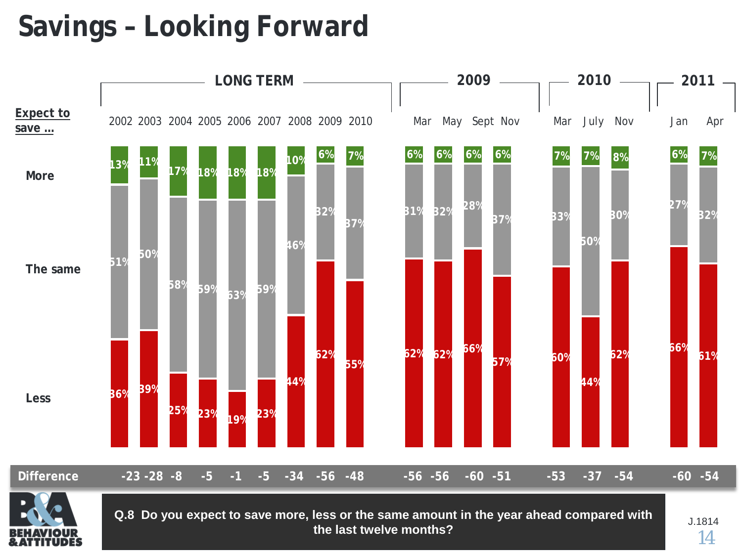# Savings – Looking Forward

| Expect to save ... | 2002 | 2003 | 2004 | 2005 | 2006 | 2007 | 2008 | 2009 | 2010 | Mar 2009 | May 2009 | Sept 2009 | Nov 2009 | Mar 2010 | July 2010 | Nov 2010 | Jan 2011 | Apr 2011 |
|---|---|---|---|---|---|---|---|---|---|---|---|---|---|---|---|---|---|---|
| More | 13% | 11% | 17% | 18% | 18% | 18% | 10% | 6% | 7% | 6% | 6% | 6% | 6% | 7% | 7% | 8% | 6% | 7% |
| The same | 51% | 50% | 58% | 59% | 63% | 59% | 46% | 32% | 37% | 31% | 32% | 28% | 37% | 33% | 50% | 30% | 27% | 32% |
| Less | 36% | 39% | 25% | 23% | 19% | 23% | 44% | 62% | 55% | 62% | 62% | 66% | 57% | 60% | 44% | 62% | 66% | 61% |
| Difference | -23 | -28 | -8 | -5 | -1 | -5 | -34 | -56 | -48 | -56 | -56 | -60 | -51 | -53 | -37 | -54 | -60 | -54 |

Q.8 Do you expect to save more, less or the same amount in the year ahead compared with the last twelve months?

J.1814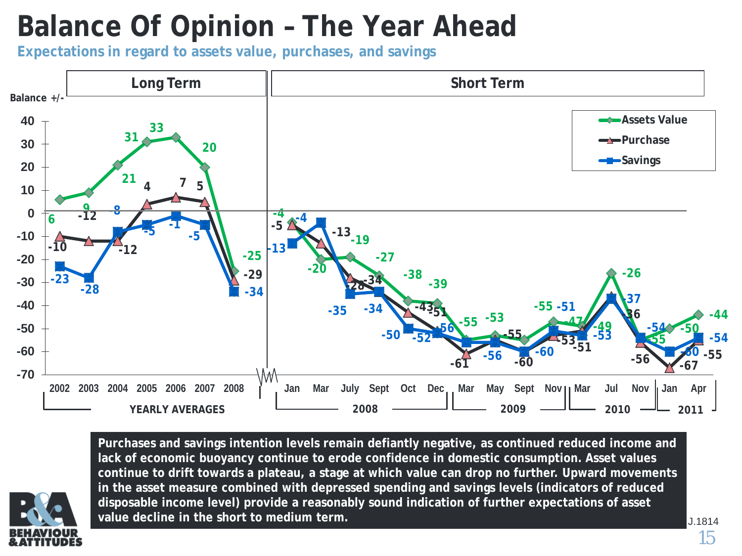# Balance Of Opinion – The Year Ahead

**Expectations in regard to assets value, purchases, and savings**

| Balance +/- | | Assets Value | Purchase | Savings |
|---|---|---|---|---|
| **Long Term (Yearly Averages)** | 2002 | 6 | -10 | -23 |
| | 2003 | 9 | -12 | -28 |
| | 2004 | 21 | -12 | -8 |
| | 2005 | 31 | 4 | -5 |
| | 2006 | 33 | 7 | -1 |
| | 2007 | 20 | 5 | -5 |
| | 2008 | -25 | -29 | -34 |
| **Short Term 2008** | Jan | -4 | -5 | -13 |
| | Mar | -20 | -13 | -4 |
| | July | -19 | -28 | -35 |
| | Sept | -27 | -34 | -34 |
| | Oct | -38 | -43 | -50 |
| | Dec | -39 | -51 | -52 |
| **2009** | Mar | -55 | -61 | -56 |
| | May | -53 | -55 | -56 |
| | Sept | -55 | -60 | -60 |
| | Nov | -47 | -53 | -51 |
| **2010** | Mar | -49 | -51 | -53 |
| | Jul | -26 | -36 | -37 |
| | Nov | -55 | -56 | -54 |
| **2011** | Jan | -50 | -67 | -60 |
| | Apr | -44 | -55 | -54 |

Purchases and savings intention levels remain defiantly negative, as continued reduced income and lack of economic buoyancy continue to erode confidence in domestic consumption. Asset values continue to drift towards a plateau, a stage at which value can drop no further. Upward movements in the asset measure combined with depressed spending and savings levels (indicators of reduced disposable income level) provide a reasonably sound indication of further expectations of asset value decline in the short to medium term.

J.1814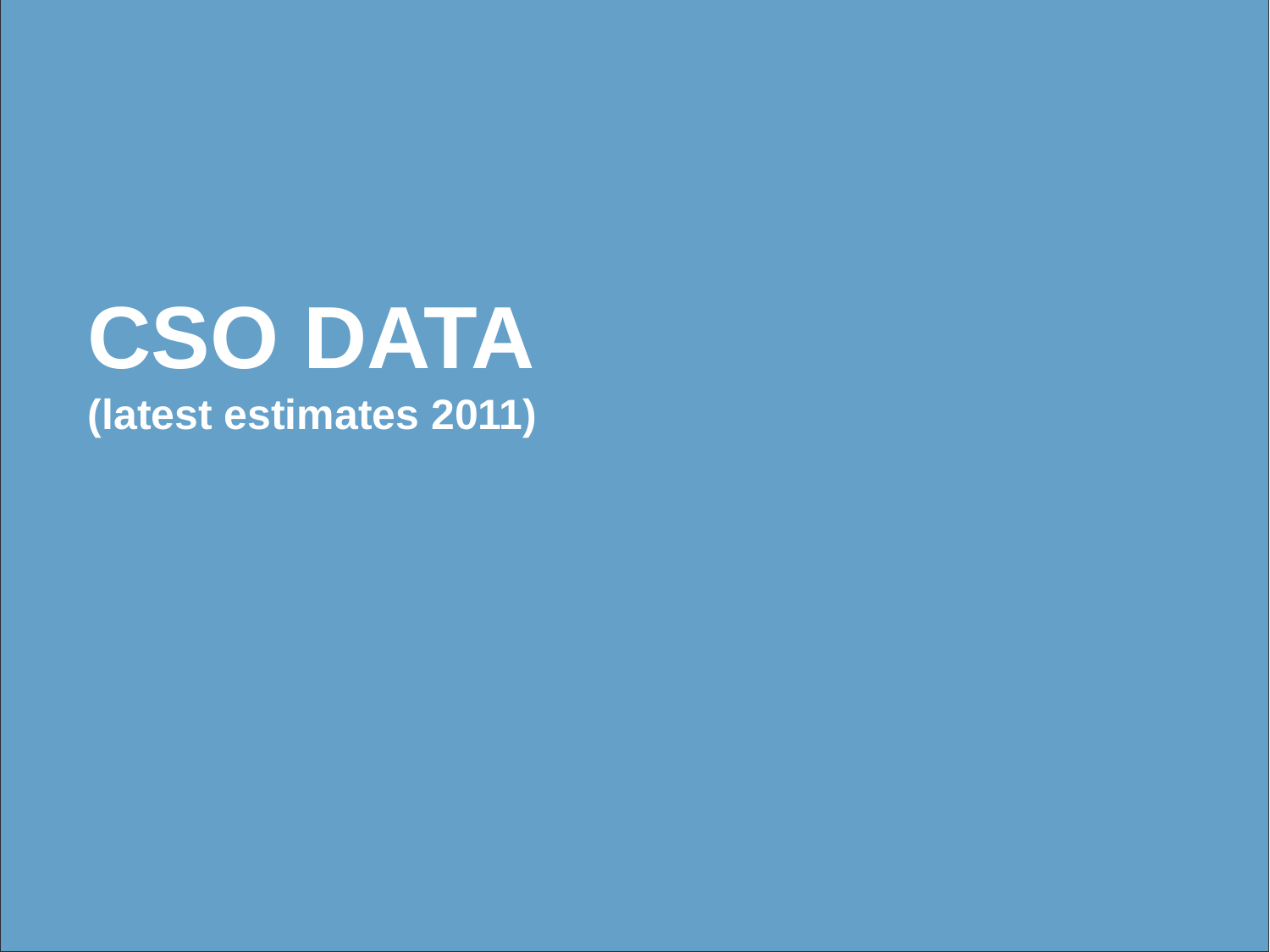# CSO DATA

**(latest estimates 2011)**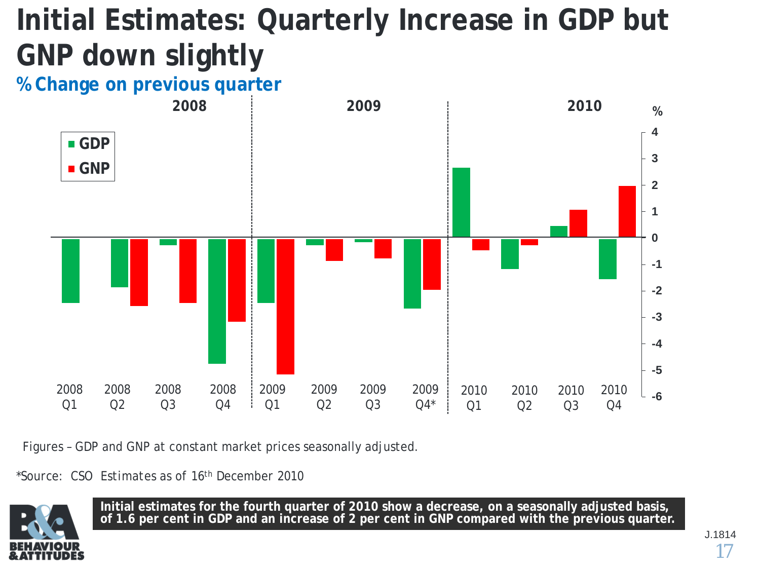# Initial Estimates: Quarterly Increase in GDP but GNP down slightly

**% Change on previous quarter**

| Quarter | GDP | GNP |
|---|---|---|
| 2008 Q1 | -2.5 | |
| 2008 Q2 | -1.9 | -2.6 |
| 2008 Q3 | -0.3 | -2.5 |
| 2008 Q4 | -4.8 | -3.2 |
| 2009 Q1 | -2.5 | -5.2 |
| 2009 Q2 | -0.3 | -0.9 |
| 2009 Q3 | -0.2 | -0.8 |
| 2009 Q4* | -2.7 | -2.0 |
| 2010 Q1 | 2.7 | -0.5 |
| 2010 Q2 | -1.2 | -0.3 |
| 2010 Q3 | 0.4 | 1.1 |
| 2010 Q4 | -1.6 | 2.0 |

Figures – GDP and GNP at constant market prices seasonally adjusted.

*Source: CSO Estimates as of 16th December 2010

**Initial estimates for the fourth quarter of 2010 show a decrease, on a seasonally adjusted basis, of 1.6 per cent in GDP and an increase of 2 per cent in GNP compared with the previous quarter.**

J.1814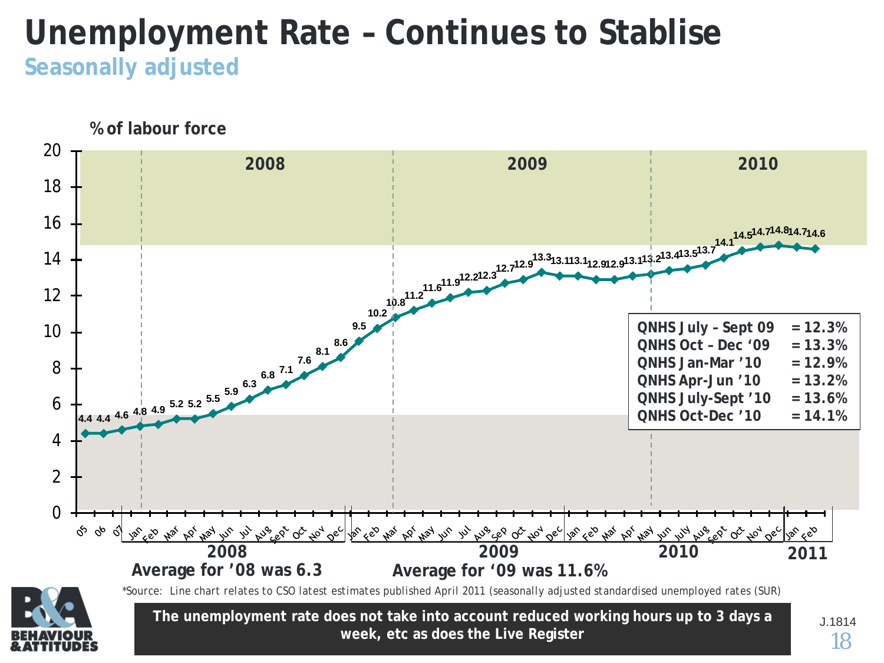# Unemployment Rate – Continues to Stablise

## Seasonally adjusted

% of labour force

| Period | % |
|---|---|
| 05 | 4.4 |
| 06 | 4.4 |
| 07 | 4.6 |
| 2008 Jan | 4.8 |
| Feb | 4.9 |
| Mar | 5.2 |
| Apr | 5.2 |
| May | 5.5 |
| Jun | 5.9 |
| Jul | 6.3 |
| Aug | 6.8 |
| Sept | 7.1 |
| Oct | 7.6 |
| Nov | 8.1 |
| Dec | 8.6 |
| 2009 Jan | 9.5 |
| Feb | 10.2 |
| Mar | 10.8 |
| Apr | 11.2 |
| May | 11.6 |
| Jun | 11.9 |
| Jul | 12.2 |
| Aug | 12.3 |
| Sep | 12.7 |
| Oct | 12.9 |
| Nov | 13.3 |
| Dec | 13.1 |
| 2010 Jan | 13.1 |
| Feb | 12.9 |
| Mar | 12.9 |
| Apr | 13.1 |
| May | 13.2 |
| Jun | 13.4 |
| July | 13.5 |
| Aug | 13.7 |
| Sept | 14.1 |
| Oct | 14.5 |
| Nov | 14.7 |
| Dec | 14.8 |
| 2011 Jan | 14.7 |
| Feb | 14.6 |

**Average for '08 was 6.3**

**Average for '09 was 11.6%**

| | |
|---|---|
| QNHS July – Sept 09 | = 12.3% |
| QNHS Oct – Dec '09 | = 13.3% |
| QNHS Jan-Mar '10 | = 12.9% |
| QNHS Apr-Jun '10 | = 13.2% |
| QNHS July-Sept '10 | = 13.6% |
| QNHS Oct-Dec '10 | = 14.1% |

*Source: Line chart relates to CSO latest estimates published April 2011 (seasonally adjusted standardised unemployed rates (SUR)

**The unemployment rate does not take into account reduced working hours up to 3 days a week, etc as does the Live Register**

J.1814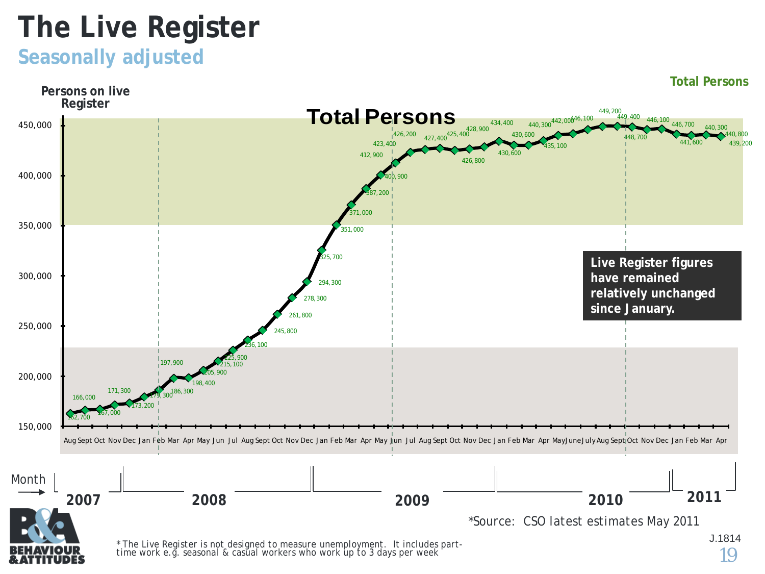# The Live Register

## Seasonally adjusted

**Total Persons**

Persons on live Register

**Total Persons**

| Month | Persons |
|---|---|
| Aug 2007 | 162,700 |
| Sept 2007 | 166,000 |
| Oct 2007 | 167,000 |
| Nov 2007 | 171,300 |
| Dec 2007 | 173,200 |
| Jan 2008 | 179,300 |
| Feb 2008 | 186,300 |
| Mar 2008 | 197,900 |
| Apr 2008 | 198,400 |
| May 2008 | 205,900 |
| Jun 2008 | 215,100 |
| Jul 2008 | 225,900 |
| Aug 2008 | 236,100 |
| Sept 2008 | 245,800 |
| Oct 2008 | 261,800 |
| Nov 2008 | 278,300 |
| Dec 2008 | 294,300 |
| Jan 2009 | 325,700 |
| Feb 2009 | 351,000 |
| Mar 2009 | 371,000 |
| Apr 2009 | 387,200 |
| May 2009 | 400,900 |
| Jun 2009 | 412,900 |
| Jul 2009 | 423,400 |
| Aug 2009 | 426,200 |
| Sept 2009 | 427,400 |
| Oct 2009 | 425,400 |
| Nov 2009 | 426,800 |
| Dec 2009 | 428,900 |
| Jan 2010 | 434,400 |
| Feb 2010 | 430,600 |
| Mar 2010 | 430,600 |
| Apr 2010 | 435,100 |
| May 2010 | 440,300 |
| June 2010 | 442,000 |
| July 2010 | 446,100 |
| Aug 2010 | 449,200 |
| Sept 2010 | 449,400 |
| Oct 2010 | 448,700 |
| Nov 2010 | 446,100 |
| Dec 2010 | 446,700 |
| Jan 2011 | 441,600 |
| Feb 2011 | 440,300 |
| Mar 2011 | 440,800 |
| Apr 2011 | 439,200 |

**Live Register figures have remained relatively unchanged since January.**

*Source: CSO latest estimates May 2011

* The Live Register is not designed to measure unemployment. It includes part-time work e.g. seasonal & casual workers who work up to 3 days per week

J.1814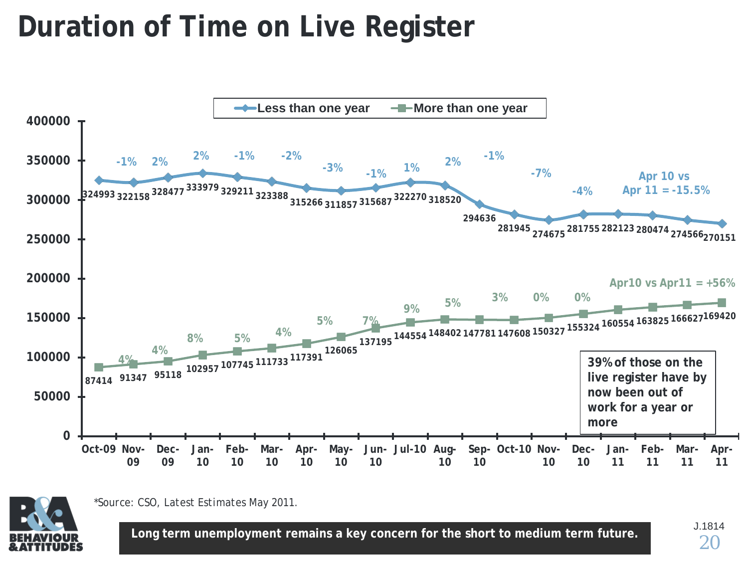# Duration of Time on Live Register

| Month | Less than one year | % change | More than one year | % change |
|---|---|---|---|---|
| Oct-09 | 324993 | | 87414 | |
| Nov-09 | 322158 | -1% | 91347 | 4% |
| Dec-09 | 328477 | 2% | 95118 | 4% |
| Jan-10 | 333979 | 2% | 102957 | 8% |
| Feb-10 | 329211 | -1% | 107745 | 5% |
| Mar-10 | 323388 | -2% | 111733 | 4% |
| Apr-10 | 315266 | -3% | 117391 | 5% |
| May-10 | 311857 | -1% | 126065 | 7% |
| Jun-10 | 315687 | 1% | 137195 | 9% |
| Jul-10 | 322270 | 2% | 144554 | 5% |
| Aug-10 | 318520 | -1% | 148402 | 3% |
| Sep-10 | 294636 | -7% | 147781 | 0% |
| Oct-10 | 281945 | -4% | 147608 | 0% |
| Nov-10 | 274675 | | 150327 | |
| Dec-10 | 281755 | | 155324 | |
| Jan-11 | 282123 | | 160554 | |
| Feb-11 | 280474 | | 163825 | |
| Mar-11 | 274566 | | 166627 | |
| Apr-11 | 270151 | | 169420 | |

Apr 10 vs Apr 11 = -15.5%

Apr10 vs Apr11 = +56%

**39% of those on the live register have by now been out of work for a year or more**

*Source: CSO, Latest Estimates May 2011.

**Long term unemployment remains a key concern for the short to medium term future.**

J.1814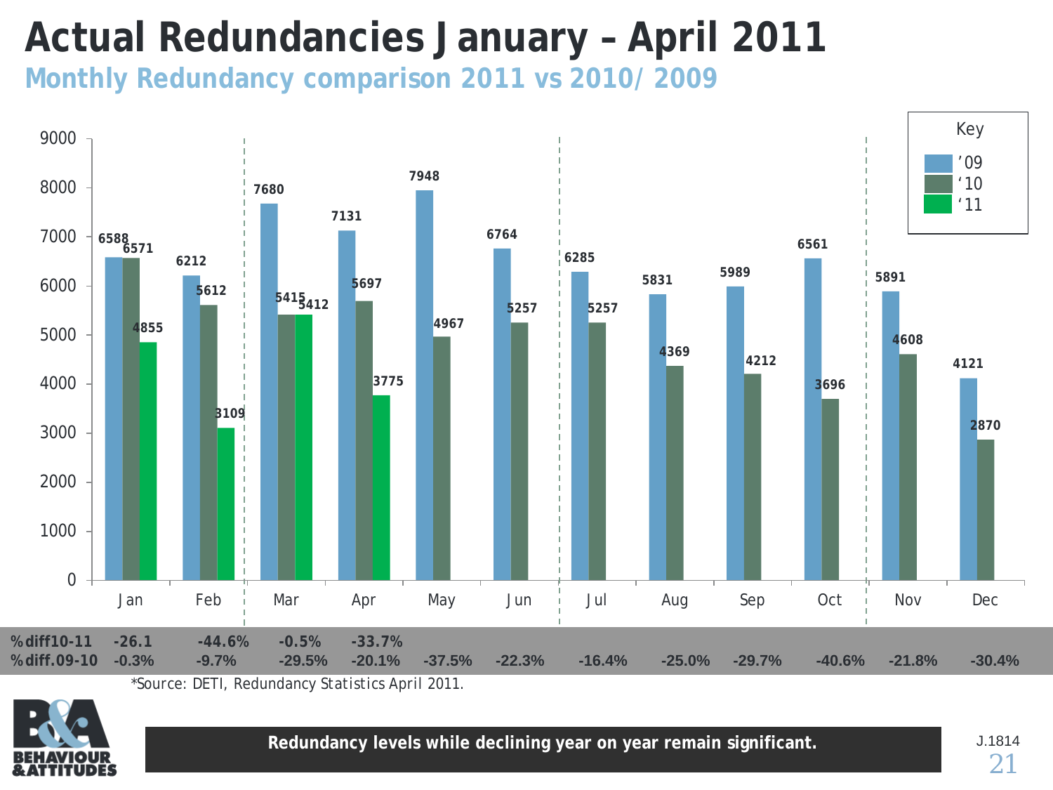# Actual Redundancies January – April 2011

## Monthly Redundancy comparison 2011 vs 2010/ 2009

| | Jan | Feb | Mar | Apr | May | Jun | Jul | Aug | Sep | Oct | Nov | Dec |
|---|---|---|---|---|---|---|---|---|---|---|---|---|
| '09 | 6588 | 6212 | 7680 | 7131 | 7948 | 6764 | 6285 | 5831 | 5989 | 6561 | 5891 | 4121 |
| '10 | 6571 | 5612 | 5415 | 5697 | 4967 | 5257 | 5257 | 4369 | 4212 | 3696 | 4608 | 2870 |
| '11 | 4855 | 3109 | 5412 | 3775 | | | | | | | | |
| %diff10-11 | -26.1 | -44.6% | -0.5% | -33.7% | | | | | | | | |
| %diff.09-10 | -0.3% | -9.7% | -29.5% | -20.1% | -37.5% | -22.3% | -16.4% | -25.0% | -29.7% | -40.6% | -21.8% | -30.4% |

*Source: DETI, Redundancy Statistics April 2011.

**Redundancy levels while declining year on year remain significant.**

J.1814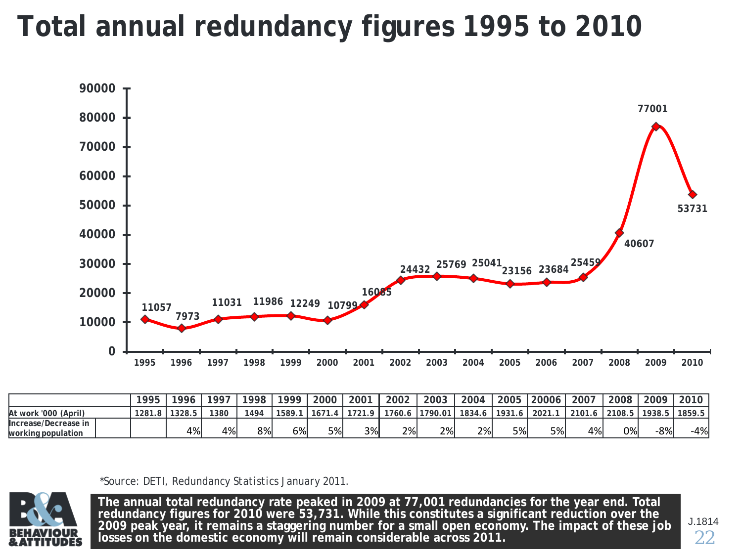# Total annual redundancy figures 1995 to 2010

| Year | 1995 | 1996 | 1997 | 1998 | 1999 | 2000 | 2001 | 2002 | 2003 | 2004 | 2005 | 2006 | 2007 | 2008 | 2009 | 2010 |
|---|---|---|---|---|---|---|---|---|---|---|---|---|---|---|---|---|
| Redundancies | 11057 | 7973 | 11031 | 11986 | 12249 | 10799 | 16085 | 24432 | 25769 | 25041 | 23156 | 23684 | 25459 | 40607 | 77001 | 53731 |

| | 1995 | 1996 | 1997 | 1998 | 1999 | 2000 | 2001 | 2002 | 2003 | 2004 | 2005 | 20006 | 2007 | 2008 | 2009 | 2010 |
|---|---|---|---|---|---|---|---|---|---|---|---|---|---|---|---|---|
| At work '000 (April) | 1281.8 | 1328.5 | 1380 | 1494 | 1589.1 | 1671.4 | 1721.9 | 1760.6 | 1790.01 | 1834.6 | 1931.6 | 2021.1 | 2101.6 | 2108.5 | 1938.5 | 1859.5 |
| Increase/Decrease in working population | | 4% | 4% | 8% | 6% | 5% | 3% | 2% | 2% | 2% | 5% | 5% | 4% | 0% | -8% | -4% |

*Source: DETI, Redundancy Statistics January 2011.

**The annual total redundancy rate peaked in 2009 at 77,001 redundancies for the year end. Total redundancy figures for 2010 were 53,731. While this constitutes a significant reduction over the 2009 peak year, it remains a staggering number for a small open economy. The impact of these job losses on the domestic economy will remain considerable across 2011.**

J.1814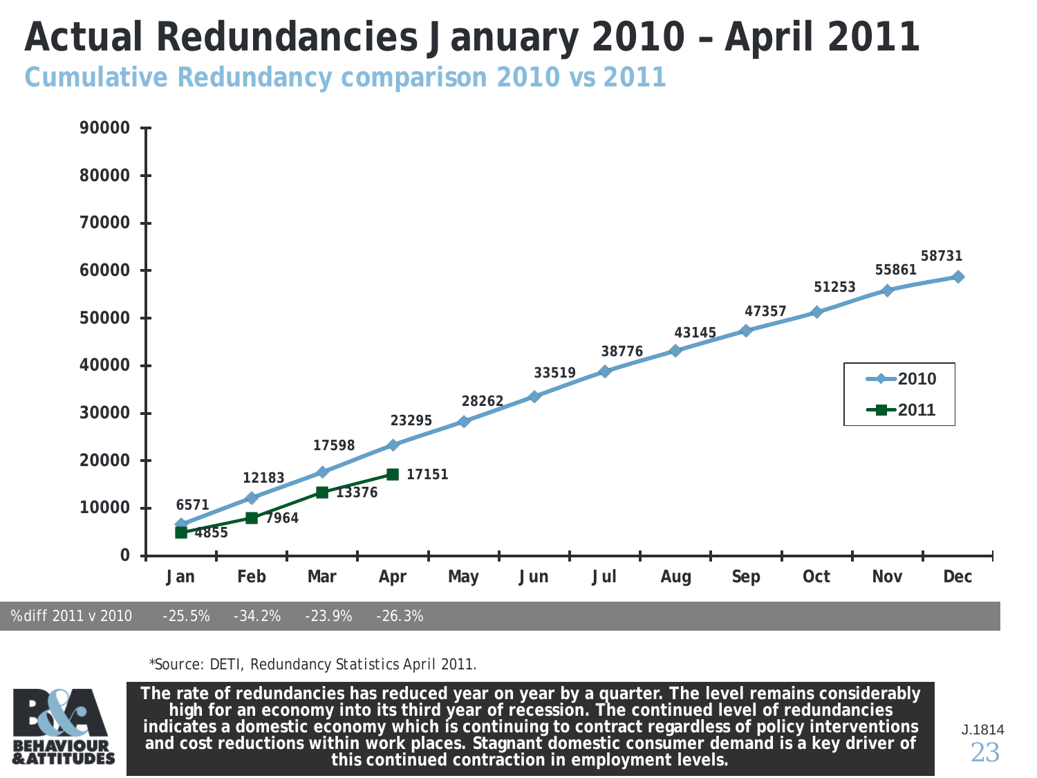# Actual Redundancies January 2010 – April 2011

## Cumulative Redundancy comparison 2010 vs 2011

| | Jan | Feb | Mar | Apr | May | Jun | Jul | Aug | Sep | Oct | Nov | Dec |
|---|---|---|---|---|---|---|---|---|---|---|---|---|
| 2010 | 6571 | 12183 | 17598 | 23295 | 28262 | 33519 | 38776 | 43145 | 47357 | 51253 | 55861 | 58731 |
| 2011 | 4855 | 7964 | 13376 | 17151 | | | | | | | | |
| %diff 2011 v 2010 | -25.5% | -34.2% | -23.9% | -26.3% | | | | | | | | |

*Source: DETI, Redundancy Statistics April 2011.

**The rate of redundancies has reduced year on year by a quarter. The level remains considerably high for an economy into its third year of recession. The continued level of redundancies indicates a domestic economy which is continuing to contract regardless of policy interventions and cost reductions within work places. Stagnant domestic consumer demand is a key driver of this continued contraction in employment levels.**

J.1814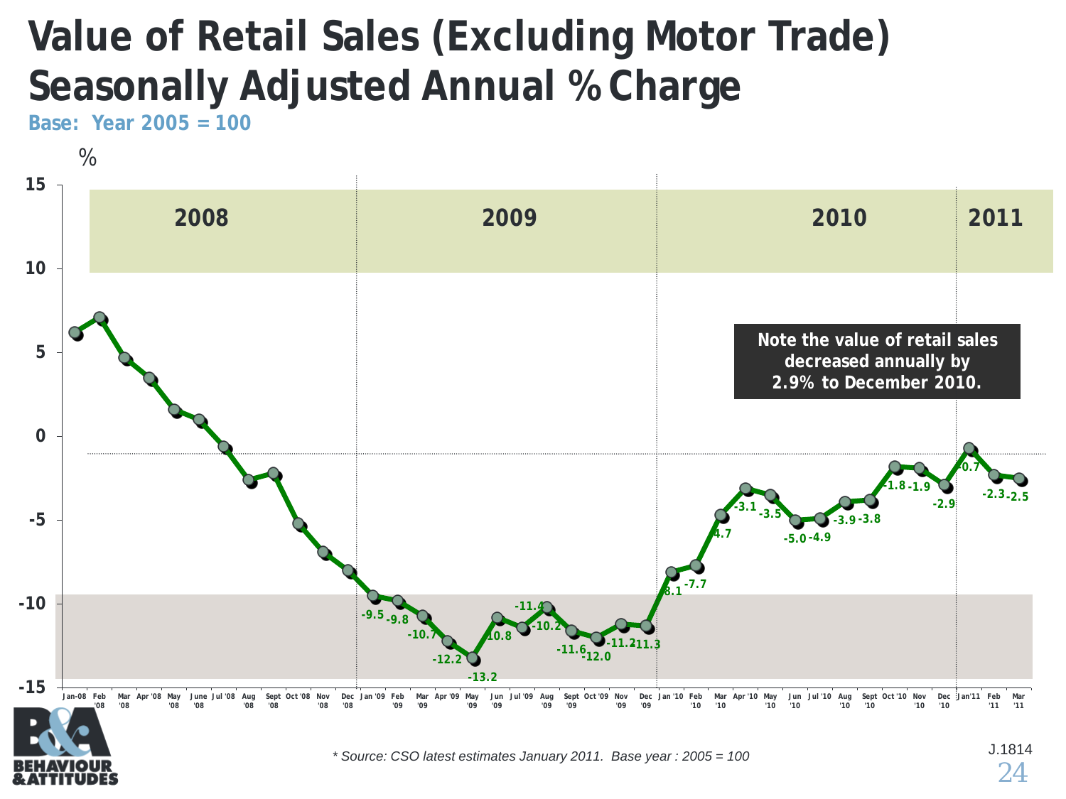# Value of Retail Sales (Excluding Motor Trade) Seasonally Adjusted Annual % Charge

**Base: Year 2005 = 100**

%

| Month | Value |
|---|---|
| Dec '08 | |
| Jan '09 | -9.5 |
| Feb '09 | -9.8 |
| Mar '09 | -10.7 |
| Apr '09 | -12.2 |
| May '09 | -13.2 |
| Jun '09 | -10.8 |
| Jul '09 | -11.4 |
| Aug '09 | -10.2 |
| Sept '09 | -11.6 |
| Oct '09 | -12.0 |
| Nov '09 | -11.2 |
| Dec '09 | -11.3 |
| Jan '10 | -8.1 |
| Feb '10 | -7.7 |
| Mar '10 | -4.7 |
| Apr '10 | -3.1 |
| May '10 | -3.5 |
| Jun '10 | -5.0 |
| Jul '10 | -4.9 |
| Aug '10 | -3.9 |
| Sept '10 | -3.8 |
| Oct '10 | -1.8 |
| Nov '10 | -1.9 |
| Dec '10 | -2.9 |
| Jan '11 | -0.7 |
| Feb '11 | -2.3 |
| Mar '11 | -2.5 |

**Note the value of retail sales decreased annually by 2.9% to December 2010.**

*\* Source: CSO latest estimates January 2011. Base year : 2005 = 100*

J.1814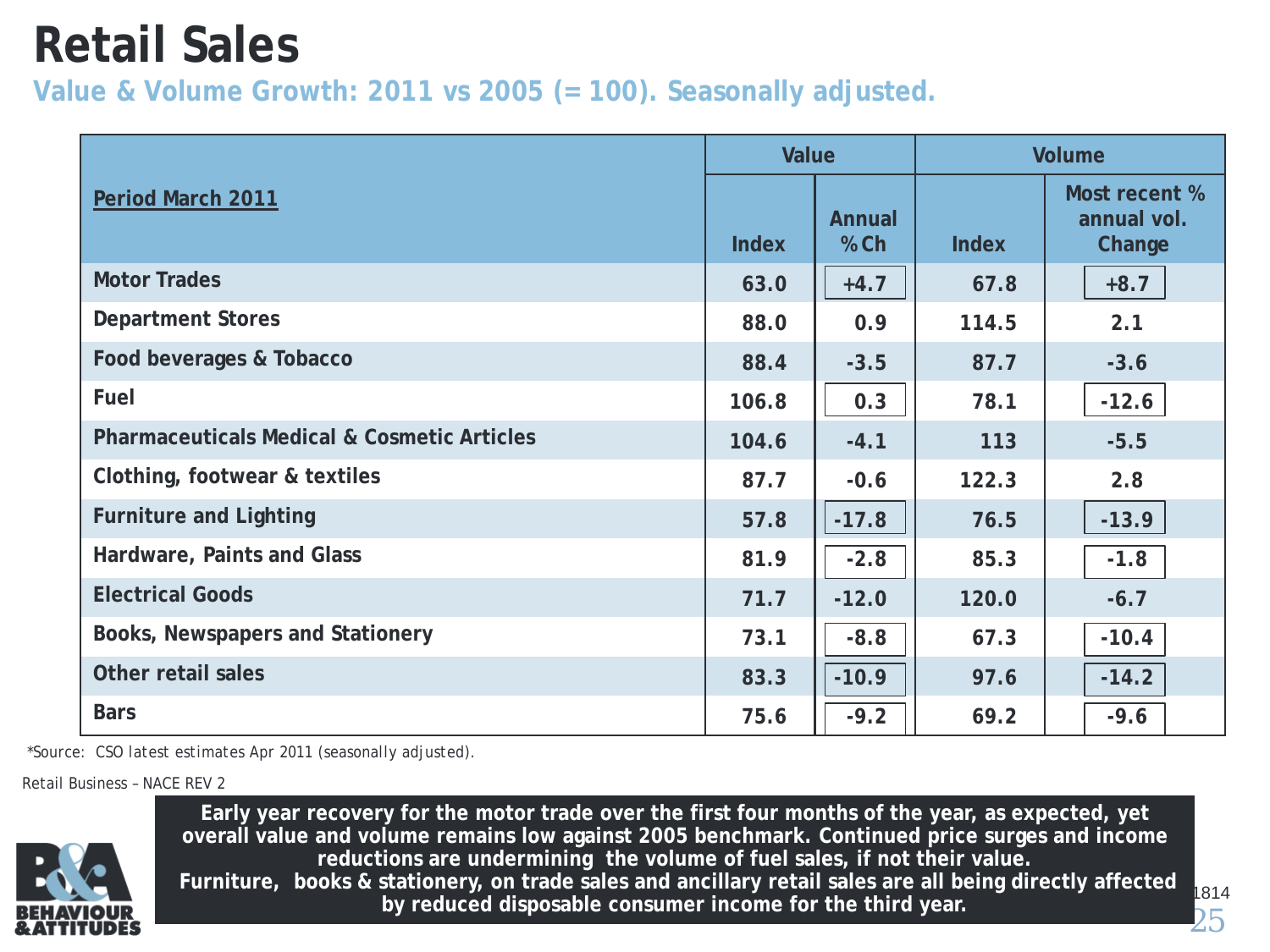# Retail Sales

## Value & Volume Growth: 2011 vs 2005 (= 100). Seasonally adjusted.

| Period March 2011 | Value | | Volume | |
|---|---|---|---|---|
| | Index | Annual % Ch | Index | Most recent % annual vol. Change |
| Motor Trades | 63.0 | +4.7 | 67.8 | +8.7 |
| Department Stores | 88.0 | 0.9 | 114.5 | 2.1 |
| Food beverages & Tobacco | 88.4 | -3.5 | 87.7 | -3.6 |
| Fuel | 106.8 | 0.3 | 78.1 | -12.6 |
| Pharmaceuticals Medical & Cosmetic Articles | 104.6 | -4.1 | 113 | -5.5 |
| Clothing, footwear & textiles | 87.7 | -0.6 | 122.3 | 2.8 |
| Furniture and Lighting | 57.8 | -17.8 | 76.5 | -13.9 |
| Hardware, Paints and Glass | 81.9 | -2.8 | 85.3 | -1.8 |
| Electrical Goods | 71.7 | -12.0 | 120.0 | -6.7 |
| Books, Newspapers and Stationery | 73.1 | -8.8 | 67.3 | -10.4 |
| Other retail sales | 83.3 | -10.9 | 97.6 | -14.2 |
| Bars | 75.6 | -9.2 | 69.2 | -9.6 |

*Source: CSO latest estimates Apr 2011 (seasonally adjusted).

Retail Business – NACE REV 2

**Early year recovery for the motor trade over the first four months of the year, as expected, yet overall value and volume remains low against 2005 benchmark. Continued price surges and income reductions are undermining the volume of fuel sales, if not their value.**
**Furniture, books & stationery, on trade sales and ancillary retail sales are all being directly affected by reduced disposable consumer income for the third year.**

BEHAVIOUR & ATTITUDES

1814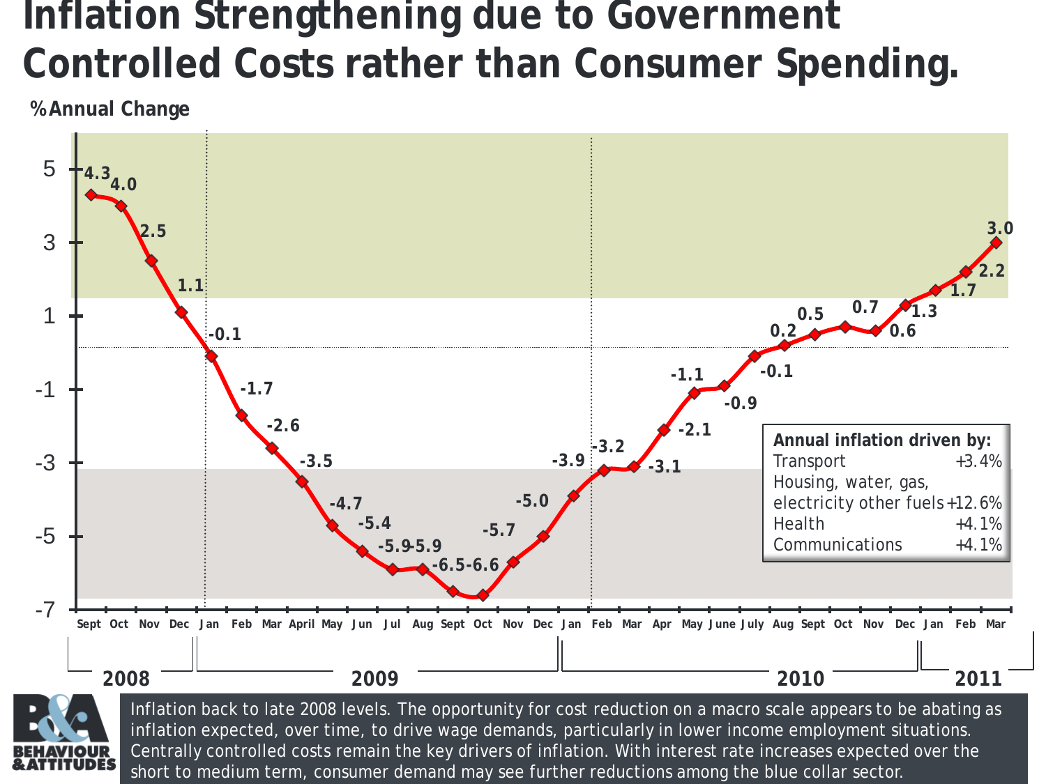# Inflation Strengthening due to Government Controlled Costs rather than Consumer Spending.

% Annual Change

| Year | Month | % Annual Change |
|---|---|---|
| 2008 | Sept | 4.3 |
| 2008 | Oct | 4.0 |
| 2008 | Nov | 2.5 |
| 2008 | Dec | 1.1 |
| 2009 | Jan | -0.1 |
| 2009 | Feb | -1.7 |
| 2009 | Mar | -2.6 |
| 2009 | April | -3.5 |
| 2009 | May | -4.7 |
| 2009 | Jun | -5.4 |
| 2009 | Jul | -5.9 |
| 2009 | Aug | -5.9 |
| 2009 | Sept | -6.5 |
| 2009 | Oct | -6.6 |
| 2009 | Nov | -5.7 |
| 2009 | Dec | -5.0 |
| 2010 | Jan | -3.9 |
| 2010 | Feb | -3.2 |
| 2010 | Mar | -3.1 |
| 2010 | Apr | -2.1 |
| 2010 | May | -1.1 |
| 2010 | June | -0.9 |
| 2010 | July | -0.1 |
| 2010 | Aug | 0.2 |
| 2010 | Sept | 0.5 |
| 2010 | Oct | 0.7 |
| 2010 | Nov | 0.6 |
| 2010 | Dec | 1.3 |
| 2011 | Jan | 1.7 |
| 2011 | Feb | 2.2 |
| 2011 | Mar | 3.0 |

**Annual inflation driven by:**

| | |
|---|---|
| Transport | +3.4% |
| Housing, water, gas, electricity other fuels | +12.6% |
| Health | +4.1% |
| Communications | +4.1% |

Inflation back to late 2008 levels. The opportunity for cost reduction on a macro scale appears to be abating as inflation expected, over time, to drive wage demands, particularly in lower income employment situations. Centrally controlled costs remain the key drivers of inflation. With interest rate increases expected over the short to medium term, consumer demand may see further reductions among the blue collar sector.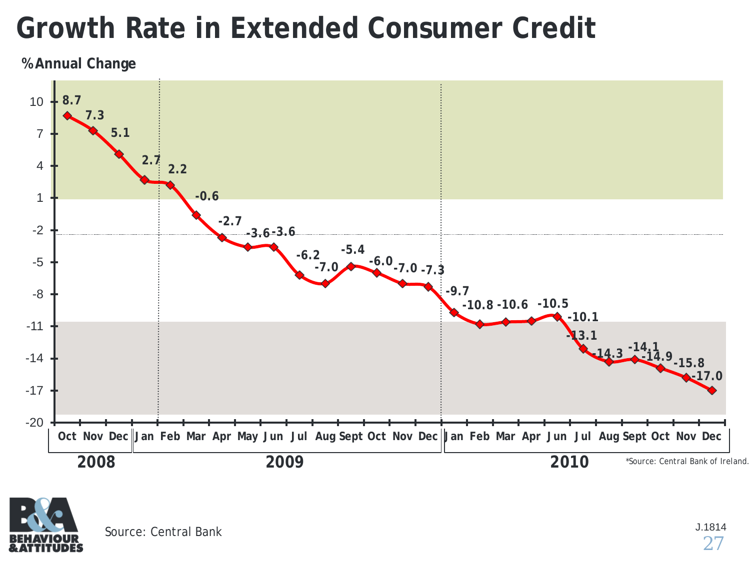# Growth Rate in Extended Consumer Credit

%Annual Change

| Year | Month | % Annual Change |
|---|---|---|
| 2008 | Oct | 8.7 |
| 2008 | Nov | 7.3 |
| 2008 | Dec | 5.1 |
| 2009 | Jan | 2.7 |
| 2009 | Feb | 2.2 |
| 2009 | Mar | -0.6 |
| 2009 | Apr | -2.7 |
| 2009 | May | -3.6 |
| 2009 | Jun | -3.6 |
| 2009 | Jul | -6.2 |
| 2009 | Aug | -7.0 |
| 2009 | Sept | -5.4 |
| 2009 | Oct | -6.0 |
| 2009 | Nov | -7.0 |
| 2009 | Dec | -7.3 |
| 2010 | Jan | -9.7 |
| 2010 | Feb | -10.8 |
| 2010 | Mar | -10.6 |
| 2010 | Apr | -10.5 |
| 2010 | Jun | -10.1 |
| 2010 | Jul | -13.1 |
| 2010 | Aug | -14.3 |
| 2010 | Sept | -14.1 |
| 2010 | Oct | -14.9 |
| 2010 | Nov | -15.8 |
| 2010 | Dec | -17.0 |

*Source: Central Bank of Ireland.

Source: Central Bank

J.1814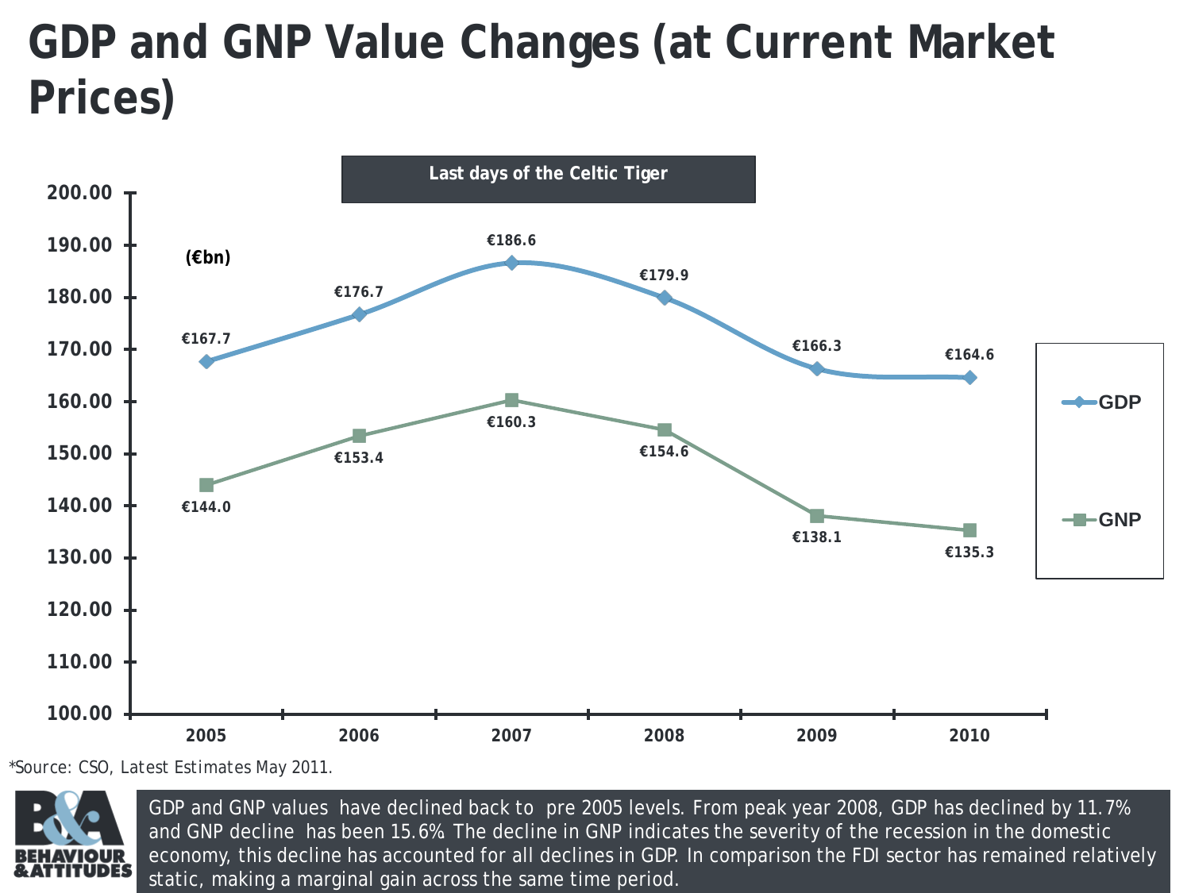# GDP and GNP Value Changes (at Current Market Prices)

**Last days of the Celtic Tiger**

(€bn)

| Year | GDP | GNP |
|---|---|---|
| 2005 | €167.7 | €144.0 |
| 2006 | €176.7 | €153.4 |
| 2007 | €186.6 | €160.3 |
| 2008 | €179.9 | €154.6 |
| 2009 | €166.3 | €138.1 |
| 2010 | €164.6 | €135.3 |

*Source: CSO, Latest Estimates May 2011.

GDP and GNP values have declined back to pre 2005 levels. From peak year 2008, GDP has declined by 11.7% and GNP decline has been 15.6% The decline in GNP indicates the severity of the recession in the domestic economy, this decline has accounted for all declines in GDP. In comparison the FDI sector has remained relatively static, making a marginal gain across the same time period.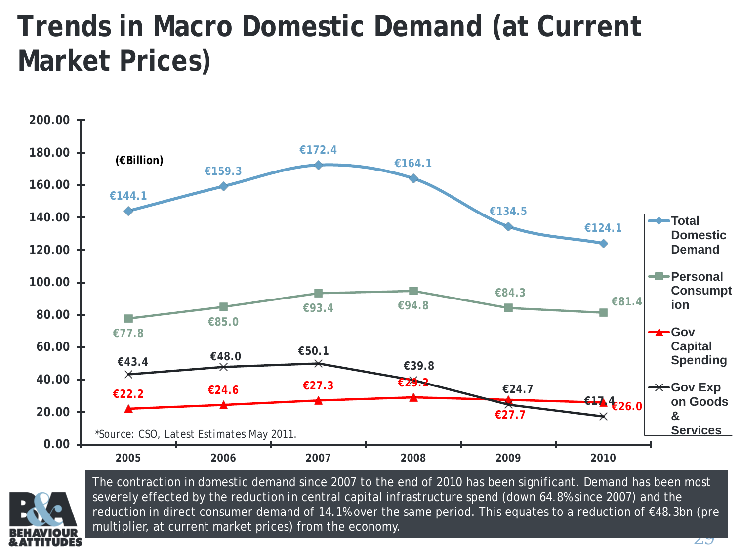# Trends in Macro Domestic Demand (at Current Market Prices)

(€Billion)

| | 2005 | 2006 | 2007 | 2008 | 2009 | 2010 |
|---|---|---|---|---|---|---|
| Total Domestic Demand | €144.1 | €159.3 | €172.4 | €164.1 | €134.5 | €124.1 |
| Personal Consumption | €77.8 | €85.0 | €93.4 | €94.8 | €84.3 | €81.4 |
| Gov Capital Spending | €22.2 | €24.6 | €27.3 | €29.2 | €27.7 | €26.0 |
| Gov Exp on Goods & Services | €43.4 | €48.0 | €50.1 | €39.8 | €24.7 | €17.4 |

*Source: CSO, Latest Estimates May 2011.

The contraction in domestic demand since 2007 to the end of 2010 has been significant. Demand has been most severely effected by the reduction in central capital infrastructure spend (down 64.8% since 2007) and the reduction in direct consumer demand of 14.1% over the same period. This equates to a reduction of €48.3bn (pre multiplier, at current market prices) from the economy.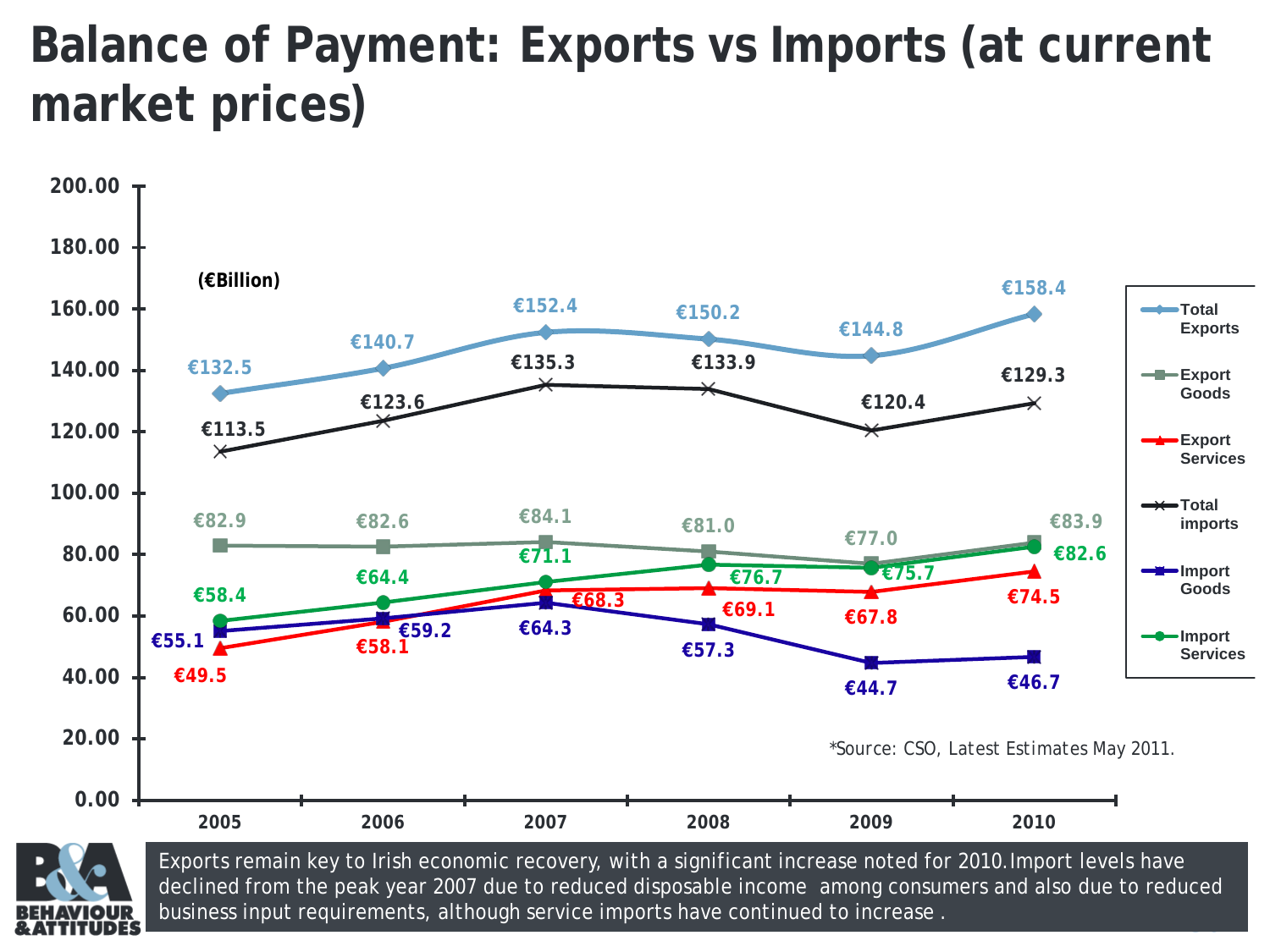# Balance of Payment: Exports vs Imports (at current market prices)

(€Billion)

| Year | Total Exports | Export Goods | Export Services | Total imports | Import Goods | Import Services |
|---|---|---|---|---|---|---|
| 2005 | €132.5 | €82.9 | €49.5 | €113.5 | €55.1 | €58.4 |
| 2006 | €140.7 | €82.6 | €58.1 | €123.6 | €59.2 | €64.4 |
| 2007 | €152.4 | €84.1 | €68.3 | €135.3 | €64.3 | €71.1 |
| 2008 | €150.2 | €81.0 | €69.1 | €133.9 | €57.3 | €76.7 |
| 2009 | €144.8 | €77.0 | €67.8 | €120.4 | €44.7 | €75.7 |
| 2010 | €158.4 | €83.9 | €74.5 | €129.3 | €46.7 | €82.6 |

*Source: CSO, Latest Estimates May 2011.

Exports remain key to Irish economic recovery, with a significant increase noted for 2010. Import levels have declined from the peak year 2007 due to reduced disposable income among consumers and also due to reduced business input requirements, although service imports have continued to increase .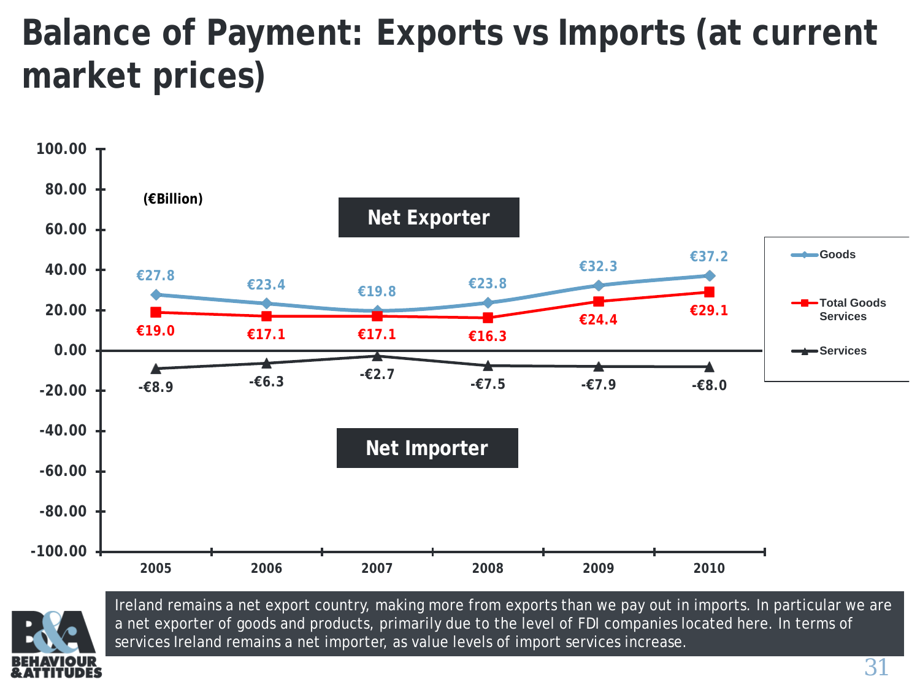# Balance of Payment: Exports vs Imports (at current market prices)

(€Billion)

| | 2005 | 2006 | 2007 | 2008 | 2009 | 2010 |
|---|---|---|---|---|---|---|
| Goods | €27.8 | €23.4 | €19.8 | €23.8 | €32.3 | €37.2 |
| Total Goods Services | €19.0 | €17.1 | €17.1 | €16.3 | €24.4 | €29.1 |
| Services | -€8.9 | -€6.3 | -€2.7 | -€7.5 | -€7.9 | -€8.0 |

Net Exporter

Net Importer

Ireland remains a net export country, making more from exports than we pay out in imports. In particular we are a net exporter of goods and products, primarily due to the level of FDI companies located here. In terms of services Ireland remains a net importer, as value levels of import services increase.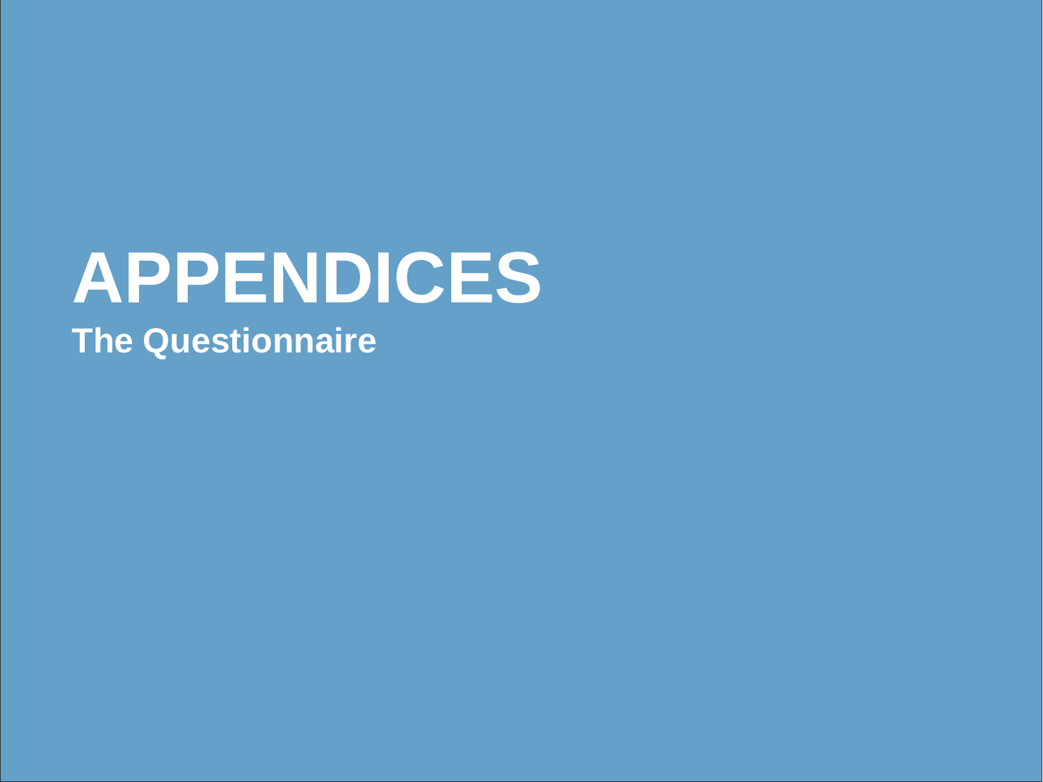# APPENDICES

## The Questionnaire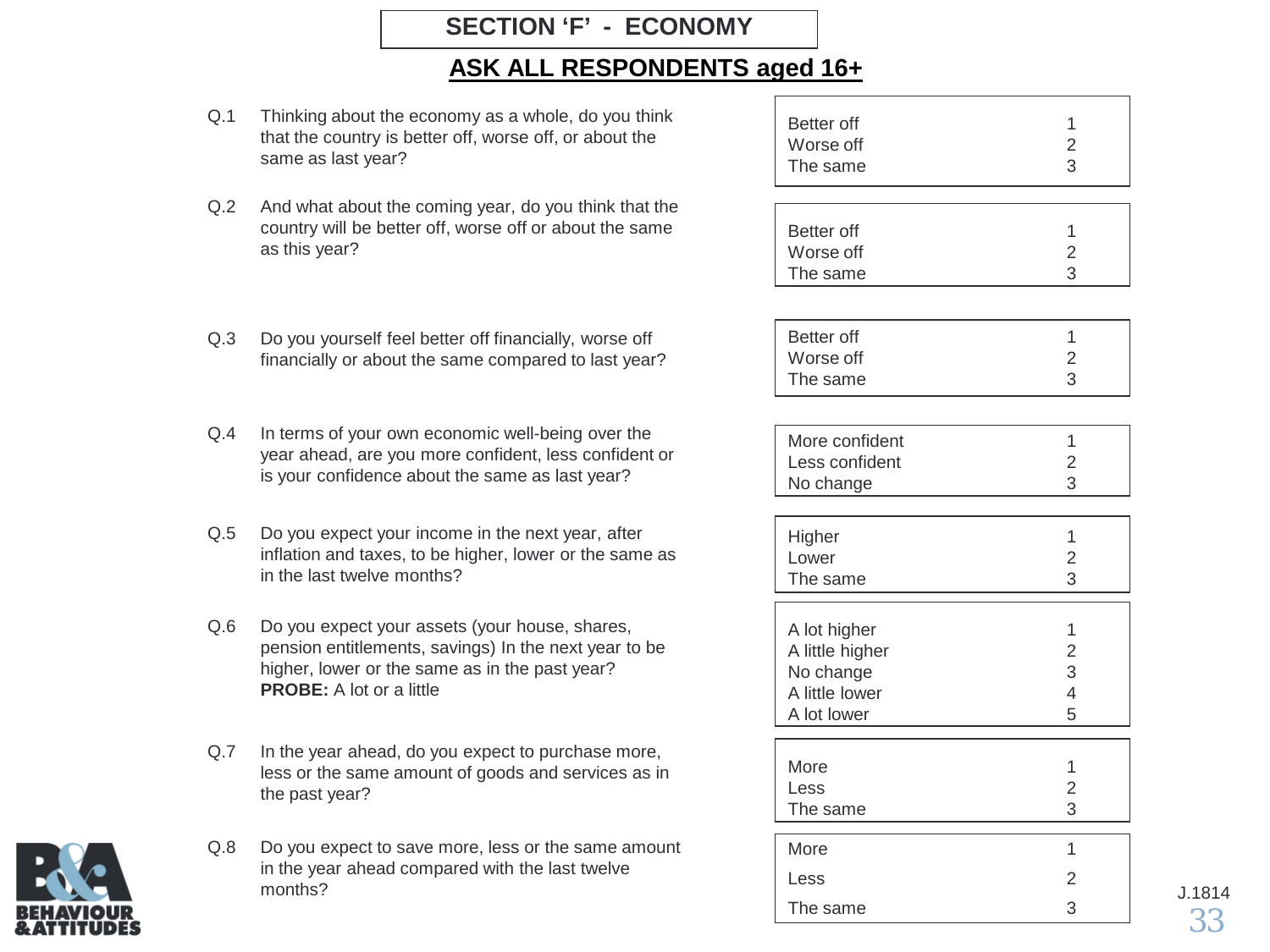## SECTION 'F' - ECONOMY

### ASK ALL RESPONDENTS aged 16+

Q.1 Thinking about the economy as a whole, do you think that the country is better off, worse off, or about the same as last year?

| | |
|---|---|
| Better off | 1 |
| Worse off | 2 |
| The same | 3 |

Q.2 And what about the coming year, do you think that the country will be better off, worse off or about the same as this year?

| | |
|---|---|
| Better off | 1 |
| Worse off | 2 |
| The same | 3 |

Q.3 Do you yourself feel better off financially, worse off financially or about the same compared to last year?

| | |
|---|---|
| Better off | 1 |
| Worse off | 2 |
| The same | 3 |

Q.4 In terms of your own economic well-being over the year ahead, are you more confident, less confident or is your confidence about the same as last year?

| | |
|---|---|
| More confident | 1 |
| Less confident | 2 |
| No change | 3 |

Q.5 Do you expect your income in the next year, after inflation and taxes, to be higher, lower or the same as in the last twelve months?

| | |
|---|---|
| Higher | 1 |
| Lower | 2 |
| The same | 3 |

Q.6 Do you expect your assets (your house, shares, pension entitlements, savings) In the next year to be higher, lower or the same as in the past year? **PROBE:** A lot or a little

| | |
|---|---|
| A lot higher | 1 |
| A little higher | 2 |
| No change | 3 |
| A little lower | 4 |
| A lot lower | 5 |

Q.7 In the year ahead, do you expect to purchase more, less or the same amount of goods and services as in the past year?

| | |
|---|---|
| More | 1 |
| Less | 2 |
| The same | 3 |

Q.8 Do you expect to save more, less or the same amount in the year ahead compared with the last twelve months?

| | |
|---|---|
| More | 1 |
| Less | 2 |
| The same | 3 |

J.1814